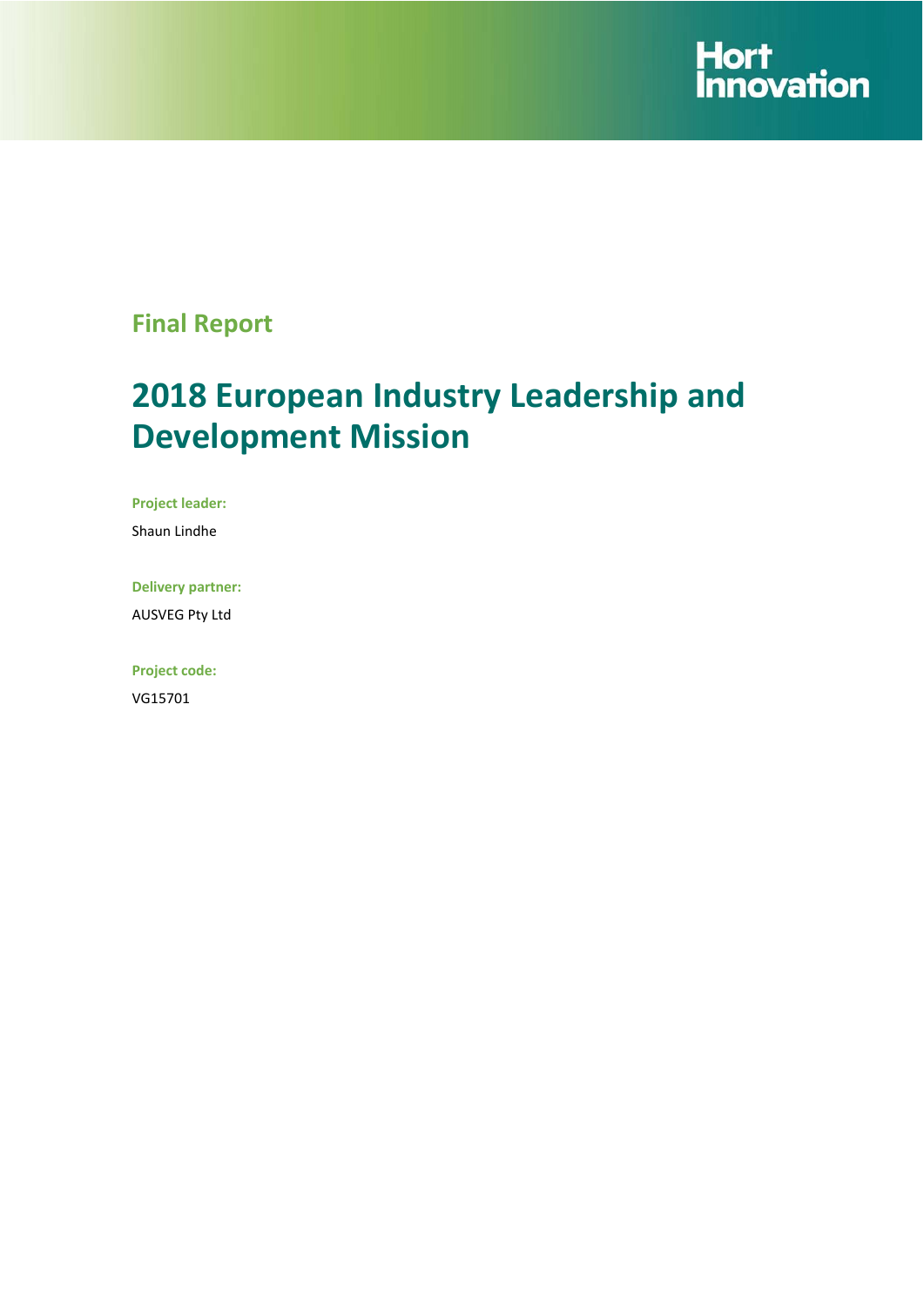Hort Innovation

## Final Report

# 2018 European Industry Leadership and Development Mission

**Project leader:**

Shaun Lindhe

**Delivery partner:**

AUSVEG Pty Ltd

**Project code:**

VG15701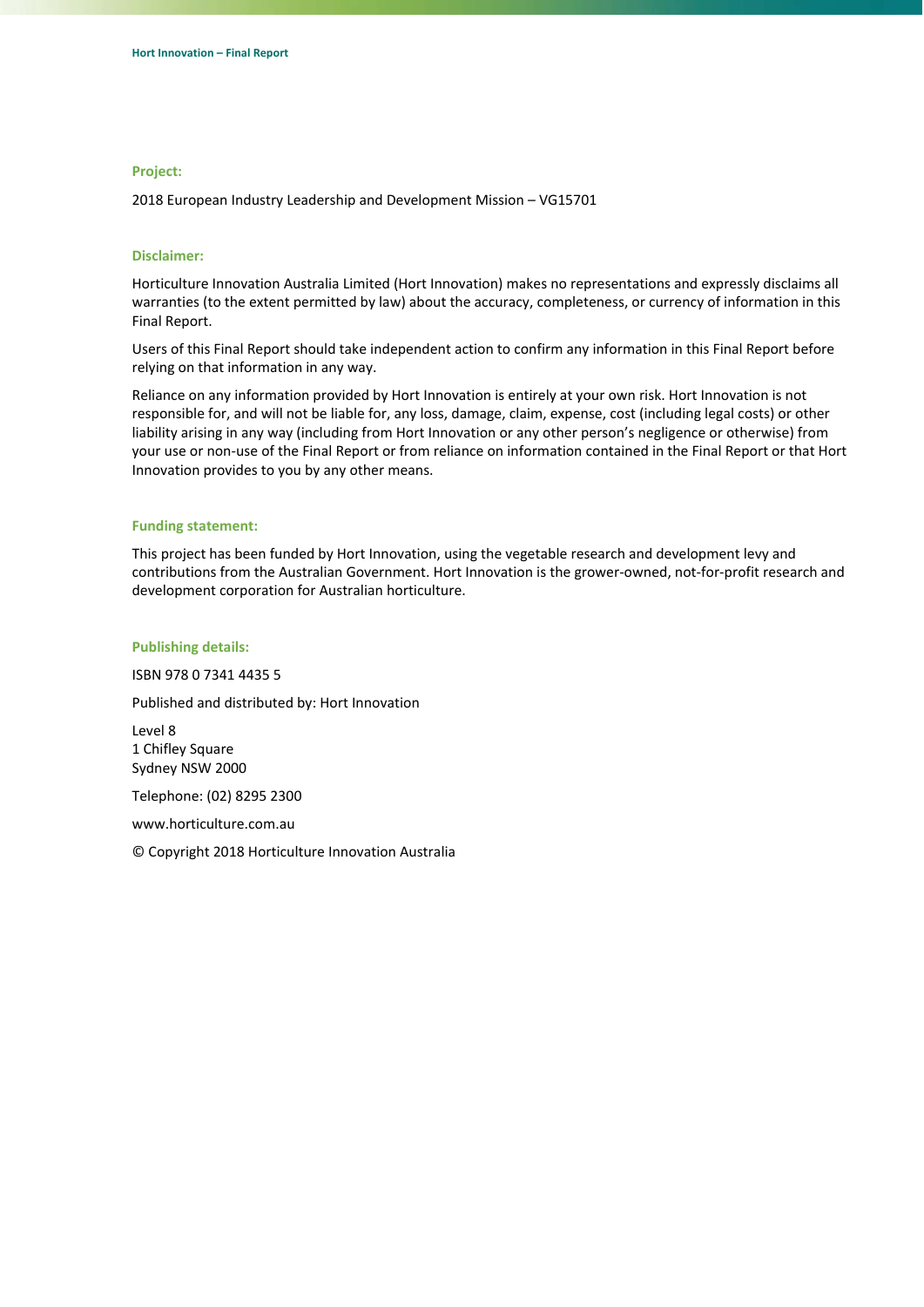**Project:**

2018 European Industry Leadership and Development Mission – VG15701

**Disclaimer:**

Horticulture Innovation Australia Limited (Hort Innovation) makes no representations and expressly disclaims all warranties (to the extent permitted by law) about the accuracy, completeness, or currency of information in this Final Report.

Users of this Final Report should take independent action to confirm any information in this Final Report before relying on that information in any way.

Reliance on any information provided by Hort Innovation is entirely at your own risk. Hort Innovation is not responsible for, and will not be liable for, any loss, damage, claim, expense, cost (including legal costs) or other liability arising in any way (including from Hort Innovation or any other person's negligence or otherwise) from your use or non-use of the Final Report or from reliance on information contained in the Final Report or that Hort Innovation provides to you by any other means.

**Funding statement:**

This project has been funded by Hort Innovation, using the vegetable research and development levy and contributions from the Australian Government. Hort Innovation is the grower-owned, not-for-profit research and development corporation for Australian horticulture.

**Publishing details:**

ISBN 978 0 7341 4435 5

Published and distributed by: Hort Innovation

Level 8
1 Chifley Square
Sydney NSW 2000

Telephone: (02) 8295 2300

www.horticulture.com.au

© Copyright 2018 Horticulture Innovation Australia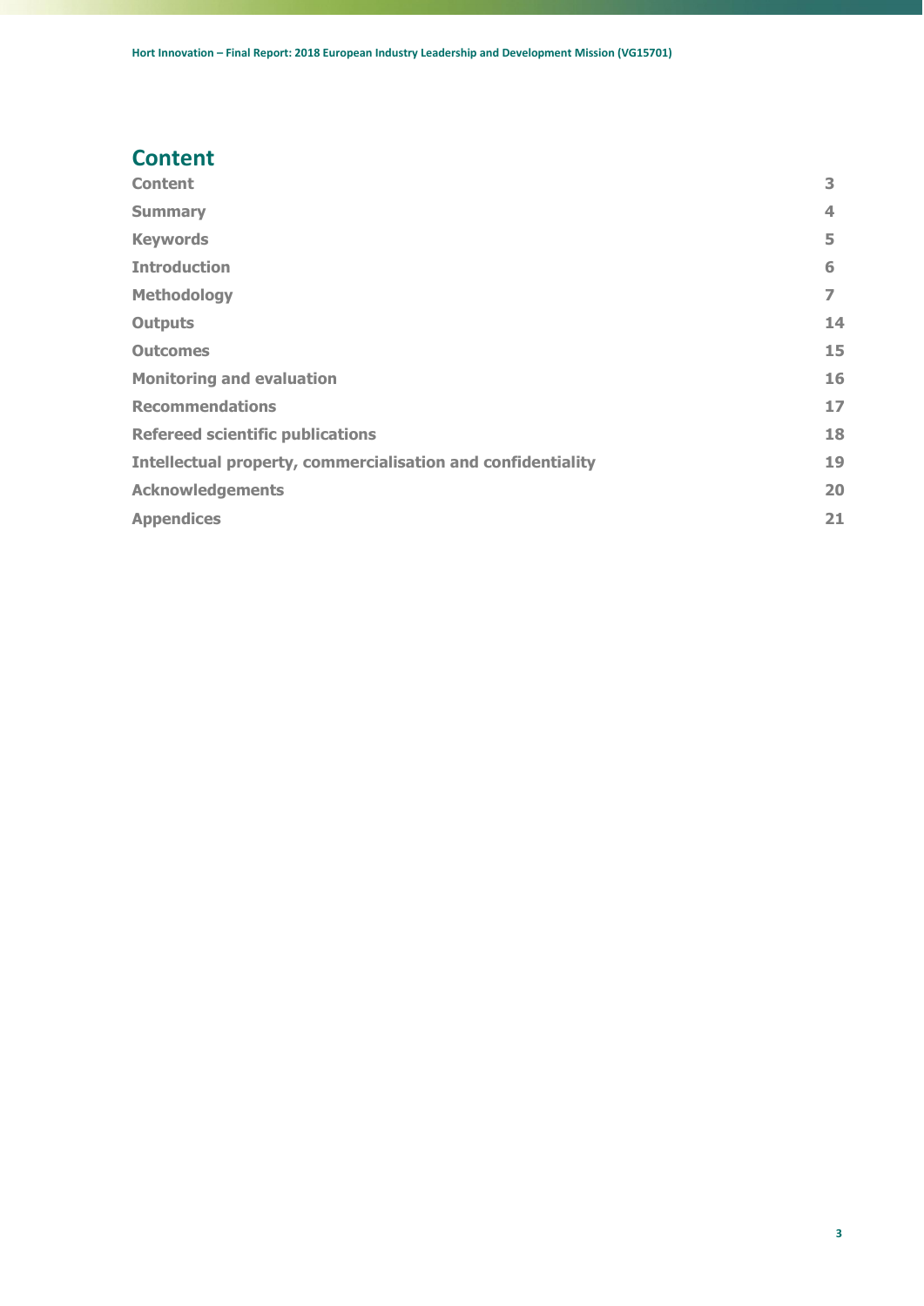# Content

| | |
|---|---|
| **Content** | **3** |
| **Summary** | **4** |
| **Keywords** | **5** |
| **Introduction** | **6** |
| **Methodology** | **7** |
| **Outputs** | **14** |
| **Outcomes** | **15** |
| **Monitoring and evaluation** | **16** |
| **Recommendations** | **17** |
| **Refereed scientific publications** | **18** |
| **Intellectual property, commercialisation and confidentiality** | **19** |
| **Acknowledgements** | **20** |
| **Appendices** | **21** |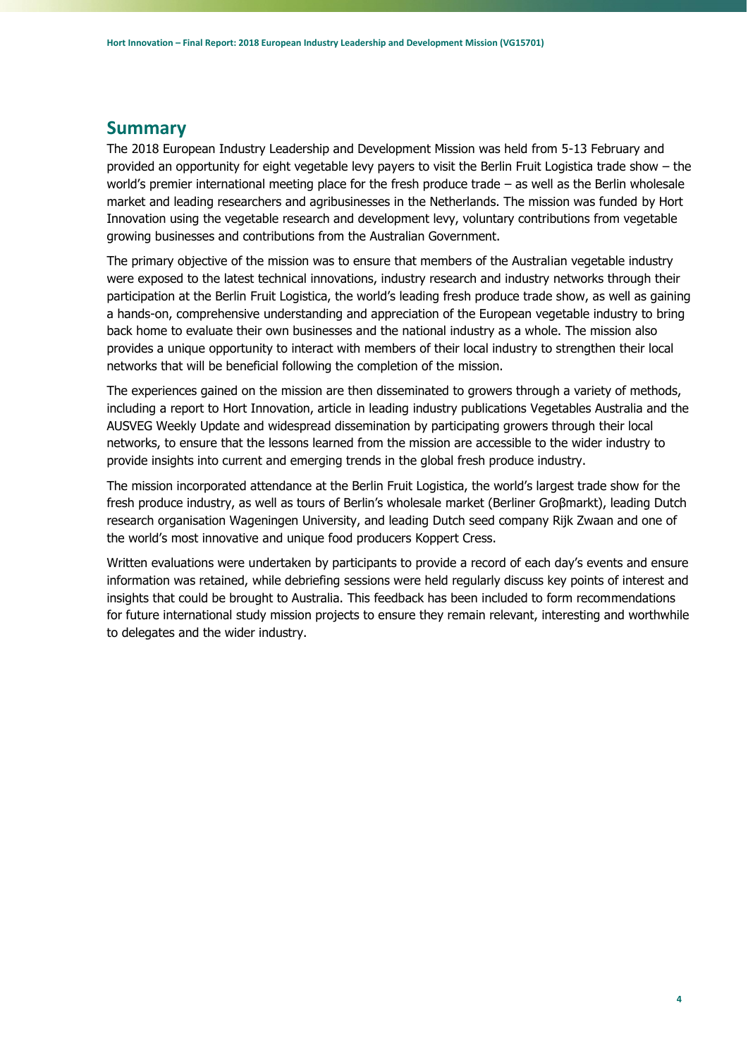## Summary

The 2018 European Industry Leadership and Development Mission was held from 5-13 February and provided an opportunity for eight vegetable levy payers to visit the Berlin Fruit Logistica trade show – the world's premier international meeting place for the fresh produce trade – as well as the Berlin wholesale market and leading researchers and agribusinesses in the Netherlands. The mission was funded by Hort Innovation using the vegetable research and development levy, voluntary contributions from vegetable growing businesses and contributions from the Australian Government.

The primary objective of the mission was to ensure that members of the Australian vegetable industry were exposed to the latest technical innovations, industry research and industry networks through their participation at the Berlin Fruit Logistica, the world's leading fresh produce trade show, as well as gaining a hands-on, comprehensive understanding and appreciation of the European vegetable industry to bring back home to evaluate their own businesses and the national industry as a whole. The mission also provides a unique opportunity to interact with members of their local industry to strengthen their local networks that will be beneficial following the completion of the mission.

The experiences gained on the mission are then disseminated to growers through a variety of methods, including a report to Hort Innovation, article in leading industry publications Vegetables Australia and the AUSVEG Weekly Update and widespread dissemination by participating growers through their local networks, to ensure that the lessons learned from the mission are accessible to the wider industry to provide insights into current and emerging trends in the global fresh produce industry.

The mission incorporated attendance at the Berlin Fruit Logistica, the world's largest trade show for the fresh produce industry, as well as tours of Berlin's wholesale market (Berliner Groβmarkt), leading Dutch research organisation Wageningen University, and leading Dutch seed company Rijk Zwaan and one of the world's most innovative and unique food producers Koppert Cress.

Written evaluations were undertaken by participants to provide a record of each day's events and ensure information was retained, while debriefing sessions were held regularly discuss key points of interest and insights that could be brought to Australia. This feedback has been included to form recommendations for future international study mission projects to ensure they remain relevant, interesting and worthwhile to delegates and the wider industry.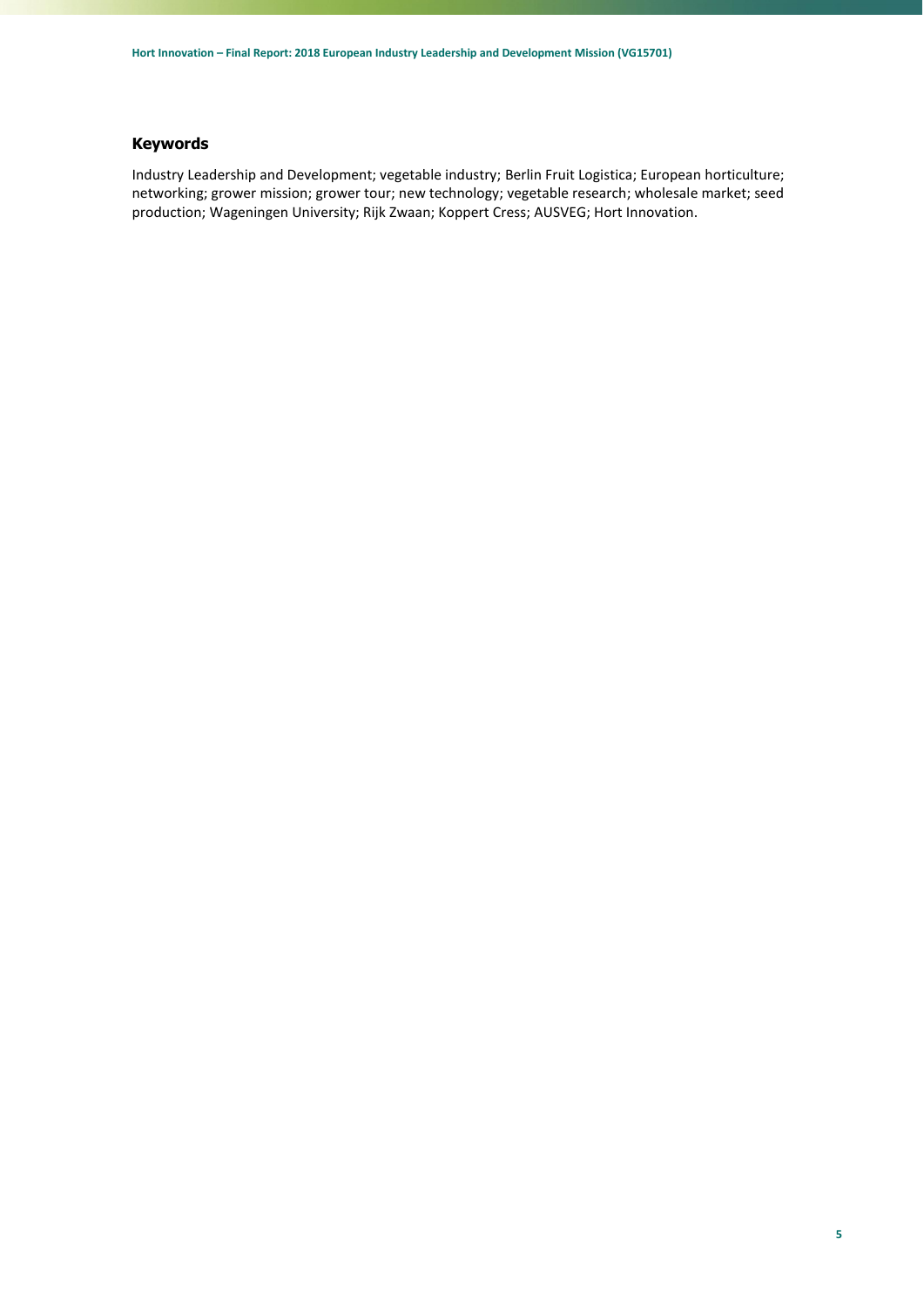## Keywords

Industry Leadership and Development; vegetable industry; Berlin Fruit Logistica; European horticulture; networking; grower mission; grower tour; new technology; vegetable research; wholesale market; seed production; Wageningen University; Rijk Zwaan; Koppert Cress; AUSVEG; Hort Innovation.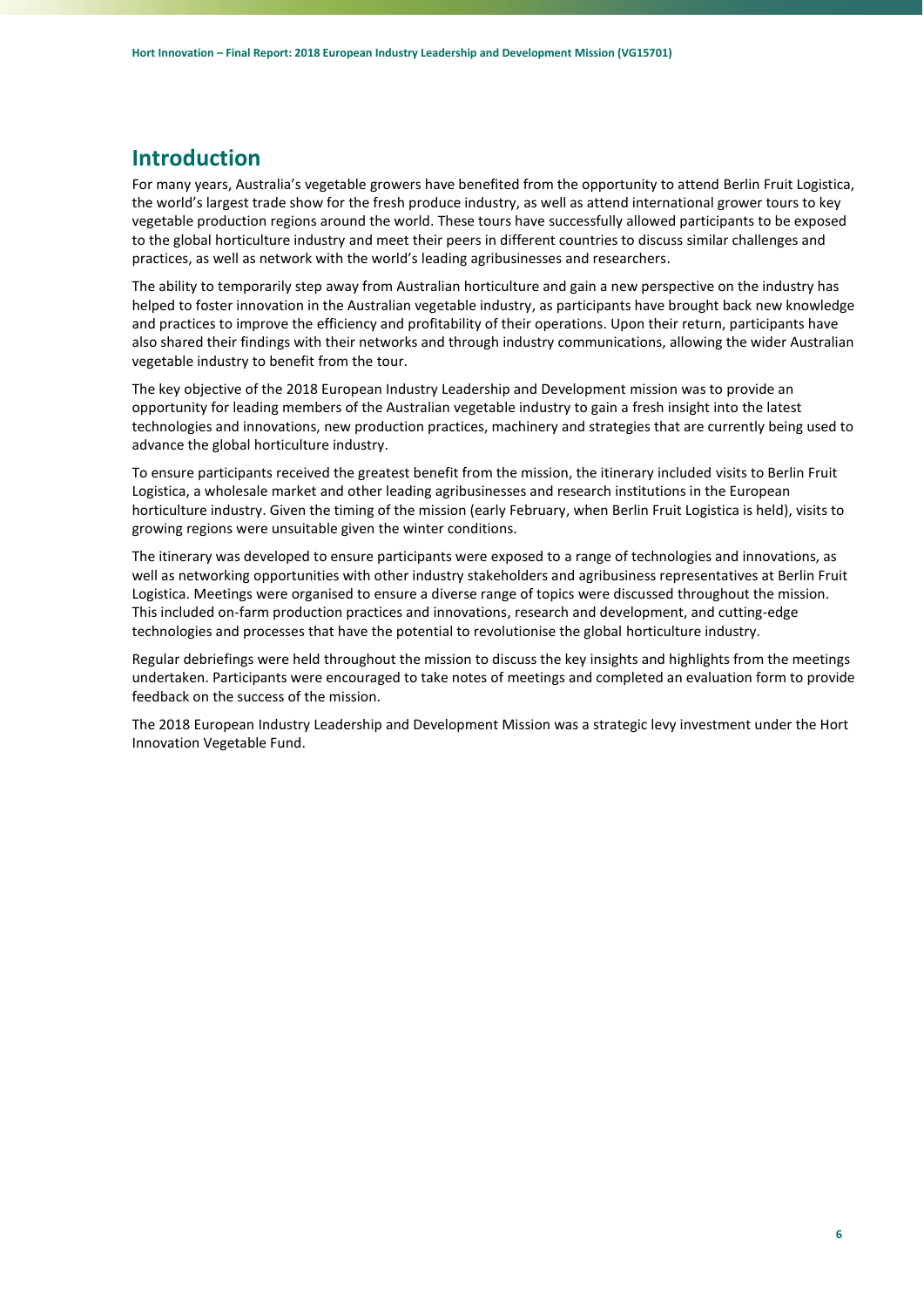# Introduction

For many years, Australia's vegetable growers have benefited from the opportunity to attend Berlin Fruit Logistica, the world's largest trade show for the fresh produce industry, as well as attend international grower tours to key vegetable production regions around the world. These tours have successfully allowed participants to be exposed to the global horticulture industry and meet their peers in different countries to discuss similar challenges and practices, as well as network with the world's leading agribusinesses and researchers.

The ability to temporarily step away from Australian horticulture and gain a new perspective on the industry has helped to foster innovation in the Australian vegetable industry, as participants have brought back new knowledge and practices to improve the efficiency and profitability of their operations. Upon their return, participants have also shared their findings with their networks and through industry communications, allowing the wider Australian vegetable industry to benefit from the tour.

The key objective of the 2018 European Industry Leadership and Development mission was to provide an opportunity for leading members of the Australian vegetable industry to gain a fresh insight into the latest technologies and innovations, new production practices, machinery and strategies that are currently being used to advance the global horticulture industry.

To ensure participants received the greatest benefit from the mission, the itinerary included visits to Berlin Fruit Logistica, a wholesale market and other leading agribusinesses and research institutions in the European horticulture industry. Given the timing of the mission (early February, when Berlin Fruit Logistica is held), visits to growing regions were unsuitable given the winter conditions.

The itinerary was developed to ensure participants were exposed to a range of technologies and innovations, as well as networking opportunities with other industry stakeholders and agribusiness representatives at Berlin Fruit Logistica. Meetings were organised to ensure a diverse range of topics were discussed throughout the mission. This included on-farm production practices and innovations, research and development, and cutting-edge technologies and processes that have the potential to revolutionise the global horticulture industry.

Regular debriefings were held throughout the mission to discuss the key insights and highlights from the meetings undertaken. Participants were encouraged to take notes of meetings and completed an evaluation form to provide feedback on the success of the mission.

The 2018 European Industry Leadership and Development Mission was a strategic levy investment under the Hort Innovation Vegetable Fund.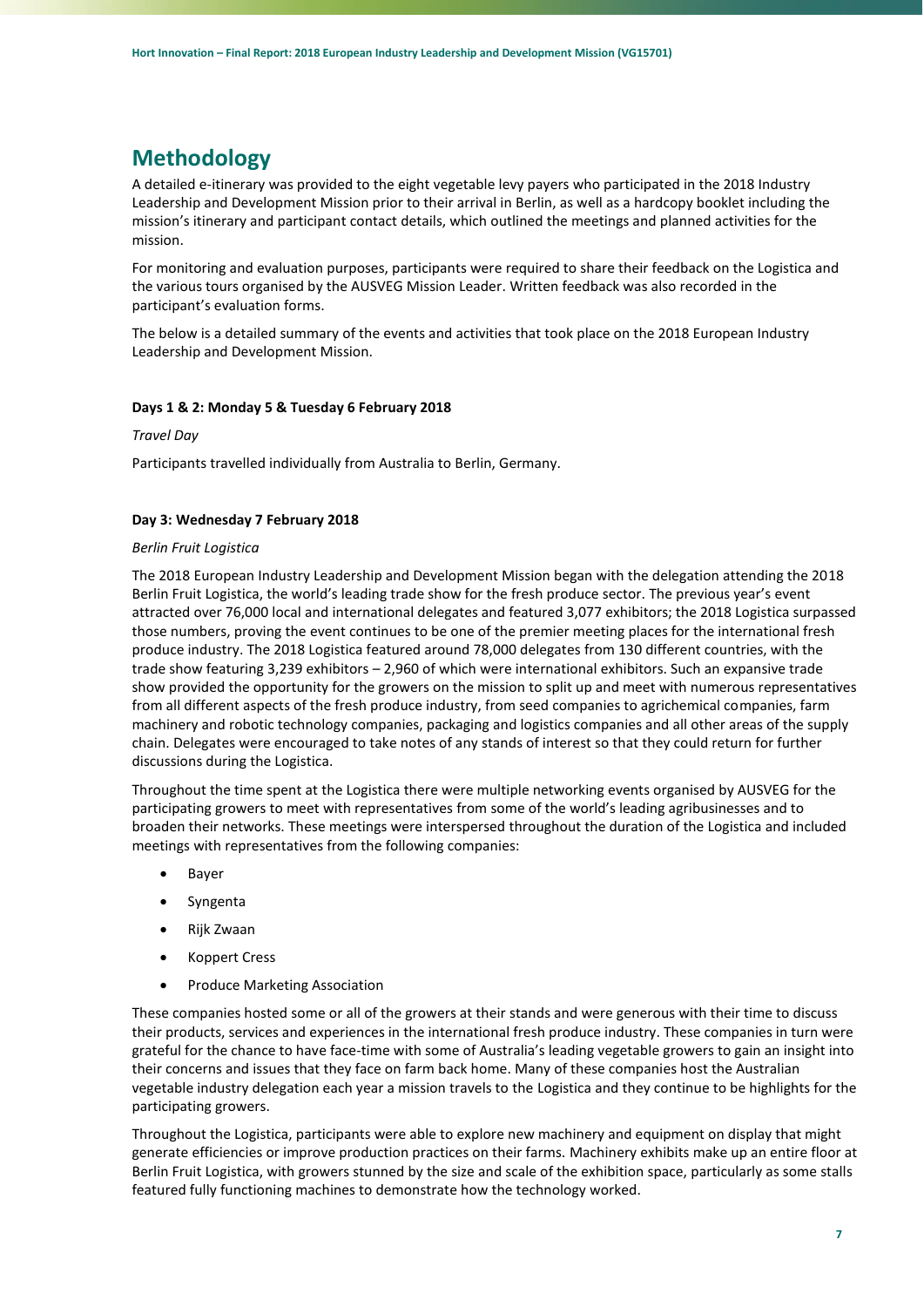# Methodology

A detailed e-itinerary was provided to the eight vegetable levy payers who participated in the 2018 Industry Leadership and Development Mission prior to their arrival in Berlin, as well as a hardcopy booklet including the mission's itinerary and participant contact details, which outlined the meetings and planned activities for the mission.

For monitoring and evaluation purposes, participants were required to share their feedback on the Logistica and the various tours organised by the AUSVEG Mission Leader. Written feedback was also recorded in the participant's evaluation forms.

The below is a detailed summary of the events and activities that took place on the 2018 European Industry Leadership and Development Mission.

**Days 1 & 2: Monday 5 & Tuesday 6 February 2018**

*Travel Day*

Participants travelled individually from Australia to Berlin, Germany.

**Day 3: Wednesday 7 February 2018**

*Berlin Fruit Logistica*

The 2018 European Industry Leadership and Development Mission began with the delegation attending the 2018 Berlin Fruit Logistica, the world's leading trade show for the fresh produce sector. The previous year's event attracted over 76,000 local and international delegates and featured 3,077 exhibitors; the 2018 Logistica surpassed those numbers, proving the event continues to be one of the premier meeting places for the international fresh produce industry. The 2018 Logistica featured around 78,000 delegates from 130 different countries, with the trade show featuring 3,239 exhibitors – 2,960 of which were international exhibitors. Such an expansive trade show provided the opportunity for the growers on the mission to split up and meet with numerous representatives from all different aspects of the fresh produce industry, from seed companies to agrichemical companies, farm machinery and robotic technology companies, packaging and logistics companies and all other areas of the supply chain. Delegates were encouraged to take notes of any stands of interest so that they could return for further discussions during the Logistica.

Throughout the time spent at the Logistica there were multiple networking events organised by AUSVEG for the participating growers to meet with representatives from some of the world's leading agribusinesses and to broaden their networks. These meetings were interspersed throughout the duration of the Logistica and included meetings with representatives from the following companies:

- Bayer
- Syngenta
- Rijk Zwaan
- Koppert Cress
- Produce Marketing Association

These companies hosted some or all of the growers at their stands and were generous with their time to discuss their products, services and experiences in the international fresh produce industry. These companies in turn were grateful for the chance to have face-time with some of Australia's leading vegetable growers to gain an insight into their concerns and issues that they face on farm back home. Many of these companies host the Australian vegetable industry delegation each year a mission travels to the Logistica and they continue to be highlights for the participating growers.

Throughout the Logistica, participants were able to explore new machinery and equipment on display that might generate efficiencies or improve production practices on their farms. Machinery exhibits make up an entire floor at Berlin Fruit Logistica, with growers stunned by the size and scale of the exhibition space, particularly as some stalls featured fully functioning machines to demonstrate how the technology worked.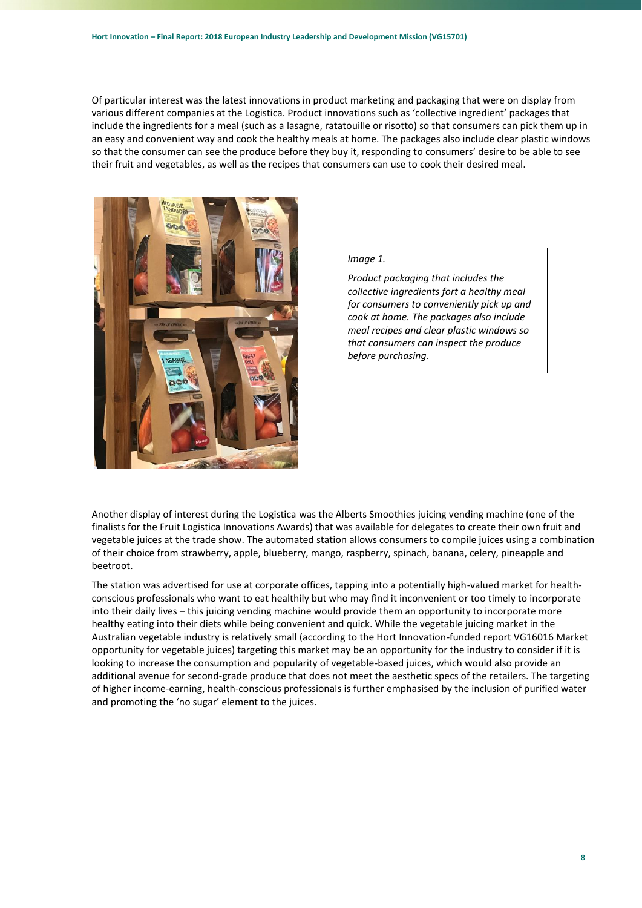Of particular interest was the latest innovations in product marketing and packaging that were on display from various different companies at the Logistica. Product innovations such as 'collective ingredient' packages that include the ingredients for a meal (such as a lasagne, ratatouille or risotto) so that consumers can pick them up in an easy and convenient way and cook the healthy meals at home. The packages also include clear plastic windows so that the consumer can see the produce before they buy it, responding to consumers' desire to be able to see their fruit and vegetables, as well as the recipes that consumers can use to cook their desired meal.

*Image 1.*

*Product packaging that includes the collective ingredients fort a healthy meal for consumers to conveniently pick up and cook at home. The packages also include meal recipes and clear plastic windows so that consumers can inspect the produce before purchasing.*

Another display of interest during the Logistica was the Alberts Smoothies juicing vending machine (one of the finalists for the Fruit Logistica Innovations Awards) that was available for delegates to create their own fruit and vegetable juices at the trade show. The automated station allows consumers to compile juices using a combination of their choice from strawberry, apple, blueberry, mango, raspberry, spinach, banana, celery, pineapple and beetroot.

The station was advertised for use at corporate offices, tapping into a potentially high-valued market for health-conscious professionals who want to eat healthily but who may find it inconvenient or too timely to incorporate into their daily lives – this juicing vending machine would provide them an opportunity to incorporate more healthy eating into their diets while being convenient and quick. While the vegetable juicing market in the Australian vegetable industry is relatively small (according to the Hort Innovation-funded report VG16016 Market opportunity for vegetable juices) targeting this market may be an opportunity for the industry to consider if it is looking to increase the consumption and popularity of vegetable-based juices, which would also provide an additional avenue for second-grade produce that does not meet the aesthetic specs of the retailers. The targeting of higher income-earning, health-conscious professionals is further emphasised by the inclusion of purified water and promoting the 'no sugar' element to the juices.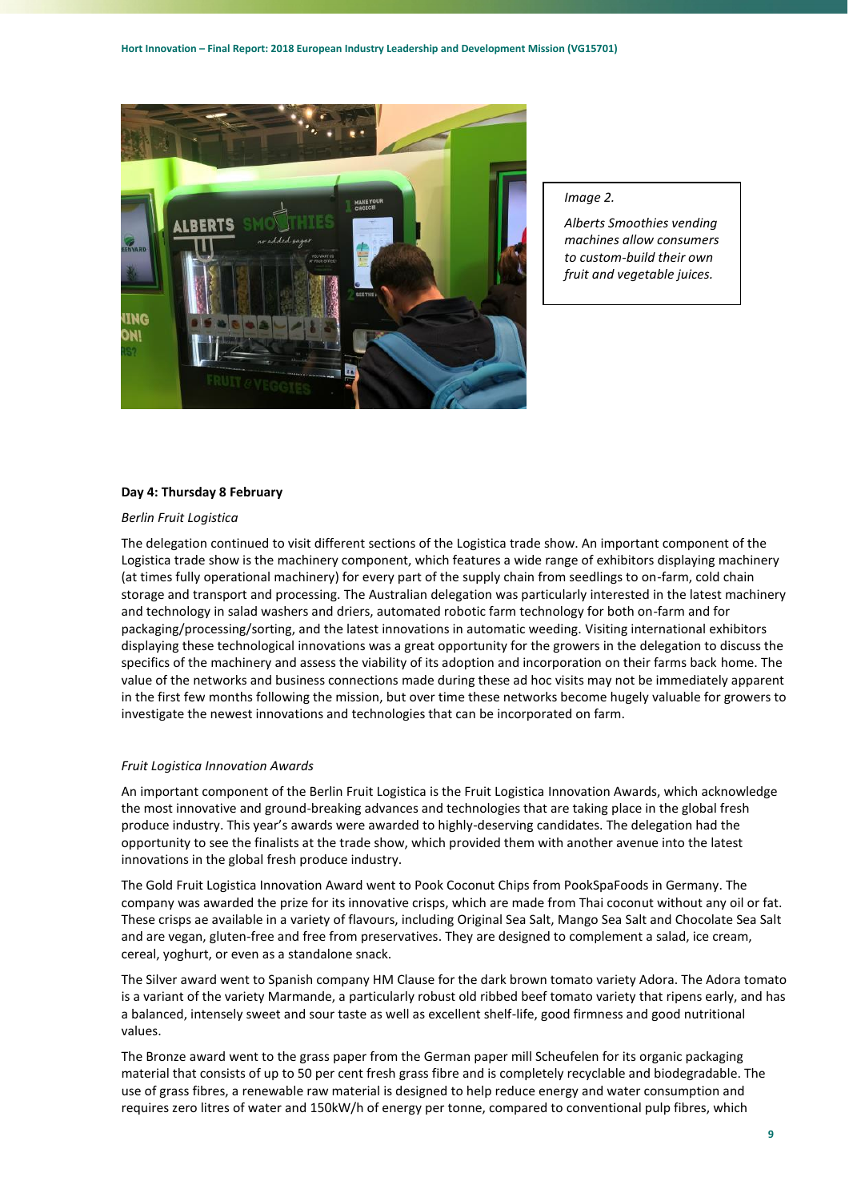Image 2.

*Alberts Smoothies vending machines allow consumers to custom-build their own fruit and vegetable juices.*

**Day 4: Thursday 8 February**

*Berlin Fruit Logistica*

The delegation continued to visit different sections of the Logistica trade show. An important component of the Logistica trade show is the machinery component, which features a wide range of exhibitors displaying machinery (at times fully operational machinery) for every part of the supply chain from seedlings to on-farm, cold chain storage and transport and processing. The Australian delegation was particularly interested in the latest machinery and technology in salad washers and driers, automated robotic farm technology for both on-farm and for packaging/processing/sorting, and the latest innovations in automatic weeding. Visiting international exhibitors displaying these technological innovations was a great opportunity for the growers in the delegation to discuss the specifics of the machinery and assess the viability of its adoption and incorporation on their farms back home. The value of the networks and business connections made during these ad hoc visits may not be immediately apparent in the first few months following the mission, but over time these networks become hugely valuable for growers to investigate the newest innovations and technologies that can be incorporated on farm.

*Fruit Logistica Innovation Awards*

An important component of the Berlin Fruit Logistica is the Fruit Logistica Innovation Awards, which acknowledge the most innovative and ground-breaking advances and technologies that are taking place in the global fresh produce industry. This year's awards were awarded to highly-deserving candidates. The delegation had the opportunity to see the finalists at the trade show, which provided them with another avenue into the latest innovations in the global fresh produce industry.

The Gold Fruit Logistica Innovation Award went to Pook Coconut Chips from PookSpaFoods in Germany. The company was awarded the prize for its innovative crisps, which are made from Thai coconut without any oil or fat. These crisps ae available in a variety of flavours, including Original Sea Salt, Mango Sea Salt and Chocolate Sea Salt and are vegan, gluten-free and free from preservatives. They are designed to complement a salad, ice cream, cereal, yoghurt, or even as a standalone snack.

The Silver award went to Spanish company HM Clause for the dark brown tomato variety Adora. The Adora tomato is a variant of the variety Marmande, a particularly robust old ribbed beef tomato variety that ripens early, and has a balanced, intensely sweet and sour taste as well as excellent shelf-life, good firmness and good nutritional values.

The Bronze award went to the grass paper from the German paper mill Scheufelen for its organic packaging material that consists of up to 50 per cent fresh grass fibre and is completely recyclable and biodegradable. The use of grass fibres, a renewable raw material is designed to help reduce energy and water consumption and requires zero litres of water and 150kW/h of energy per tonne, compared to conventional pulp fibres, which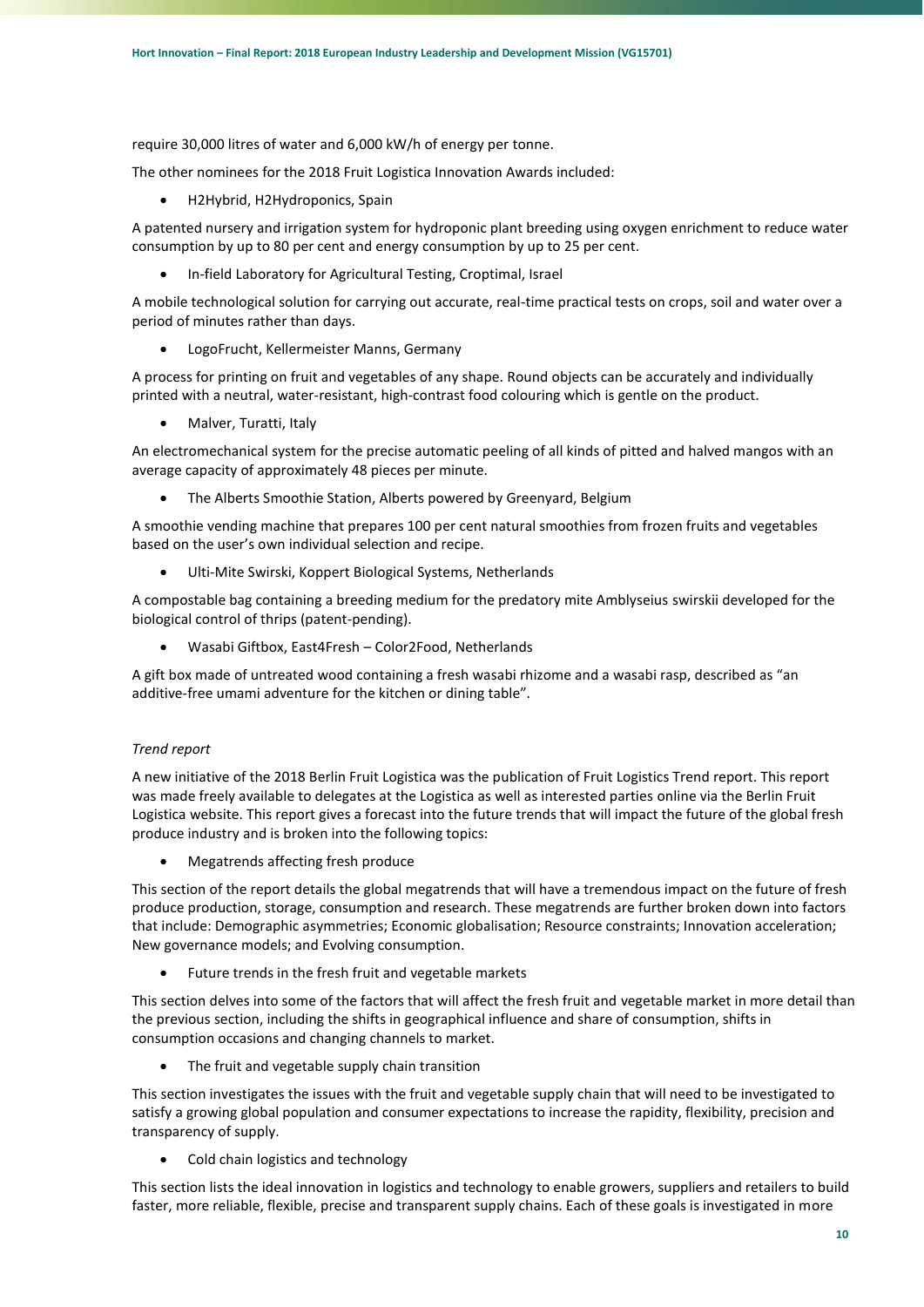require 30,000 litres of water and 6,000 kW/h of energy per tonne.

The other nominees for the 2018 Fruit Logistica Innovation Awards included:

- H2Hybrid, H2Hydroponics, Spain

A patented nursery and irrigation system for hydroponic plant breeding using oxygen enrichment to reduce water consumption by up to 80 per cent and energy consumption by up to 25 per cent.

- In-field Laboratory for Agricultural Testing, Croptimal, Israel

A mobile technological solution for carrying out accurate, real-time practical tests on crops, soil and water over a period of minutes rather than days.

- LogoFrucht, Kellermeister Manns, Germany

A process for printing on fruit and vegetables of any shape. Round objects can be accurately and individually printed with a neutral, water-resistant, high-contrast food colouring which is gentle on the product.

- Malver, Turatti, Italy

An electromechanical system for the precise automatic peeling of all kinds of pitted and halved mangos with an average capacity of approximately 48 pieces per minute.

- The Alberts Smoothie Station, Alberts powered by Greenyard, Belgium

A smoothie vending machine that prepares 100 per cent natural smoothies from frozen fruits and vegetables based on the user's own individual selection and recipe.

- Ulti-Mite Swirski, Koppert Biological Systems, Netherlands

A compostable bag containing a breeding medium for the predatory mite Amblyseius swirskii developed for the biological control of thrips (patent-pending).

- Wasabi Giftbox, East4Fresh – Color2Food, Netherlands

A gift box made of untreated wood containing a fresh wasabi rhizome and a wasabi rasp, described as "an additive-free umami adventure for the kitchen or dining table".

*Trend report*

A new initiative of the 2018 Berlin Fruit Logistica was the publication of Fruit Logistics Trend report. This report was made freely available to delegates at the Logistica as well as interested parties online via the Berlin Fruit Logistica website. This report gives a forecast into the future trends that will impact the future of the global fresh produce industry and is broken into the following topics:

- Megatrends affecting fresh produce

This section of the report details the global megatrends that will have a tremendous impact on the future of fresh produce production, storage, consumption and research. These megatrends are further broken down into factors that include: Demographic asymmetries; Economic globalisation; Resource constraints; Innovation acceleration; New governance models; and Evolving consumption.

- Future trends in the fresh fruit and vegetable markets

This section delves into some of the factors that will affect the fresh fruit and vegetable market in more detail than the previous section, including the shifts in geographical influence and share of consumption, shifts in consumption occasions and changing channels to market.

- The fruit and vegetable supply chain transition

This section investigates the issues with the fruit and vegetable supply chain that will need to be investigated to satisfy a growing global population and consumer expectations to increase the rapidity, flexibility, precision and transparency of supply.

- Cold chain logistics and technology

This section lists the ideal innovation in logistics and technology to enable growers, suppliers and retailers to build faster, more reliable, flexible, precise and transparent supply chains. Each of these goals is investigated in more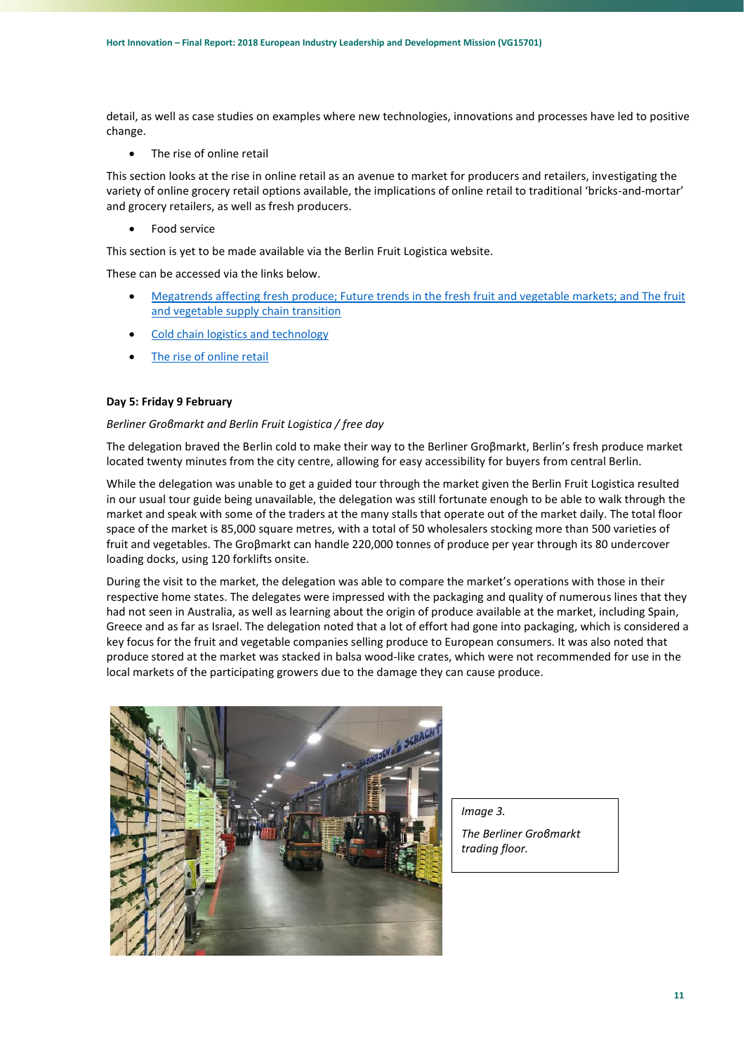detail, as well as case studies on examples where new technologies, innovations and processes have led to positive change.

- The rise of online retail

This section looks at the rise in online retail as an avenue to market for producers and retailers, investigating the variety of online grocery retail options available, the implications of online retail to traditional 'bricks-and-mortar' and grocery retailers, as well as fresh producers.

- Food service

This section is yet to be made available via the Berlin Fruit Logistica website.

These can be accessed via the links below.

- Megatrends affecting fresh produce; Future trends in the fresh fruit and vegetable markets; and The fruit and vegetable supply chain transition
- Cold chain logistics and technology
- The rise of online retail

**Day 5: Friday 9 February**

*Berliner Groβmarkt and Berlin Fruit Logistica / free day*

The delegation braved the Berlin cold to make their way to the Berliner Groβmarkt, Berlin's fresh produce market located twenty minutes from the city centre, allowing for easy accessibility for buyers from central Berlin.

While the delegation was unable to get a guided tour through the market given the Berlin Fruit Logistica resulted in our usual tour guide being unavailable, the delegation was still fortunate enough to be able to walk through the market and speak with some of the traders at the many stalls that operate out of the market daily. The total floor space of the market is 85,000 square metres, with a total of 50 wholesalers stocking more than 500 varieties of fruit and vegetables. The Groβmarkt can handle 220,000 tonnes of produce per year through its 80 undercover loading docks, using 120 forklifts onsite.

During the visit to the market, the delegation was able to compare the market's operations with those in their respective home states. The delegates were impressed with the packaging and quality of numerous lines that they had not seen in Australia, as well as learning about the origin of produce available at the market, including Spain, Greece and as far as Israel. The delegation noted that a lot of effort had gone into packaging, which is considered a key focus for the fruit and vegetable companies selling produce to European consumers. It was also noted that produce stored at the market was stacked in balsa wood-like crates, which were not recommended for use in the local markets of the participating growers due to the damage they can cause produce.

*Image 3.*

*The Berliner Groβmarkt trading floor.*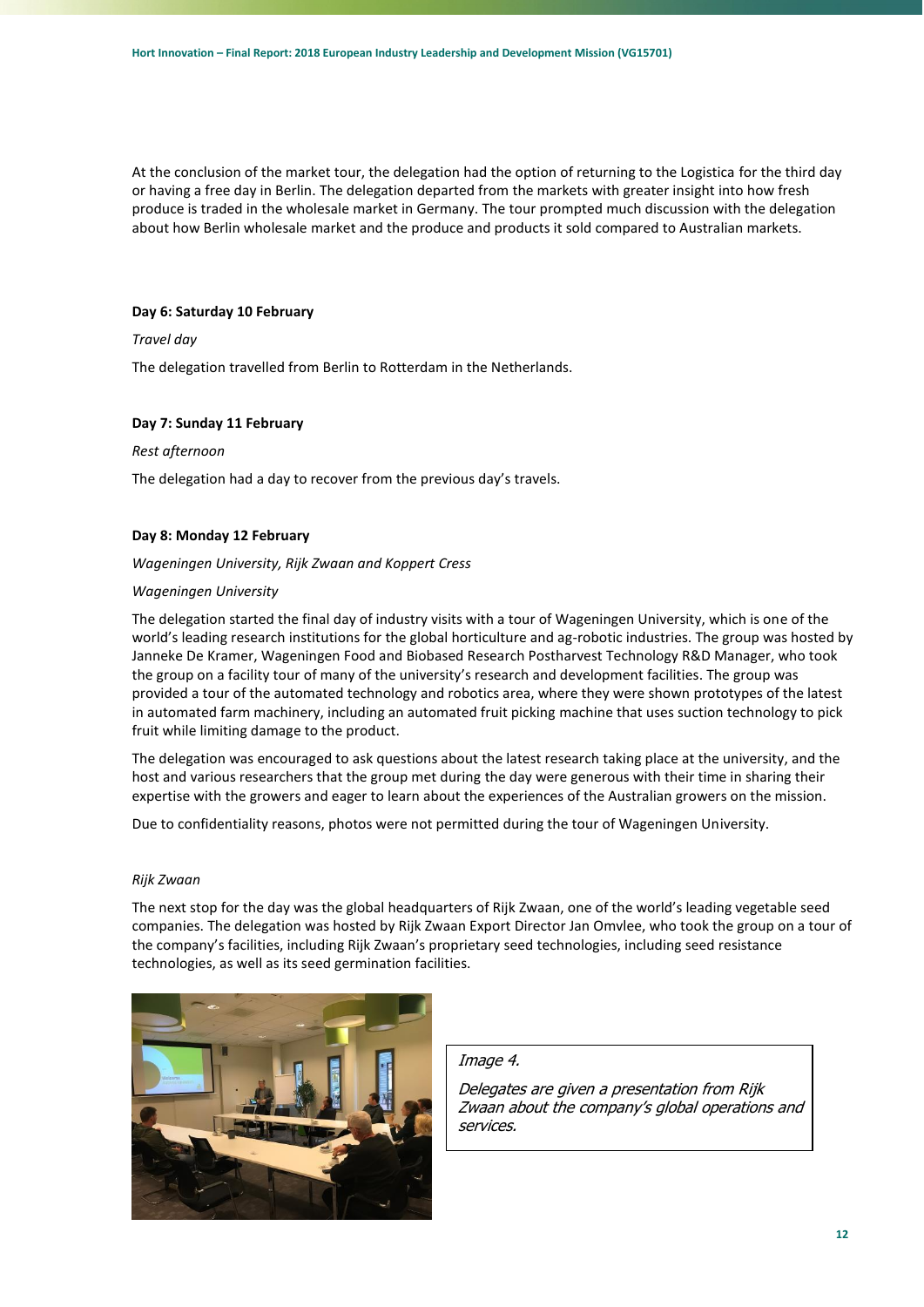At the conclusion of the market tour, the delegation had the option of returning to the Logistica for the third day or having a free day in Berlin. The delegation departed from the markets with greater insight into how fresh produce is traded in the wholesale market in Germany. The tour prompted much discussion with the delegation about how Berlin wholesale market and the produce and products it sold compared to Australian markets.

**Day 6: Saturday 10 February**

*Travel day*

The delegation travelled from Berlin to Rotterdam in the Netherlands.

**Day 7: Sunday 11 February**

*Rest afternoon*

The delegation had a day to recover from the previous day's travels.

**Day 8: Monday 12 February**

*Wageningen University, Rijk Zwaan and Koppert Cress*

*Wageningen University*

The delegation started the final day of industry visits with a tour of Wageningen University, which is one of the world's leading research institutions for the global horticulture and ag-robotic industries. The group was hosted by Janneke De Kramer, Wageningen Food and Biobased Research Postharvest Technology R&D Manager, who took the group on a facility tour of many of the university's research and development facilities. The group was provided a tour of the automated technology and robotics area, where they were shown prototypes of the latest in automated farm machinery, including an automated fruit picking machine that uses suction technology to pick fruit while limiting damage to the product.

The delegation was encouraged to ask questions about the latest research taking place at the university, and the host and various researchers that the group met during the day were generous with their time in sharing their expertise with the growers and eager to learn about the experiences of the Australian growers on the mission.

Due to confidentiality reasons, photos were not permitted during the tour of Wageningen University.

*Rijk Zwaan*

The next stop for the day was the global headquarters of Rijk Zwaan, one of the world's leading vegetable seed companies. The delegation was hosted by Rijk Zwaan Export Director Jan Omvlee, who took the group on a tour of the company's facilities, including Rijk Zwaan's proprietary seed technologies, including seed resistance technologies, as well as its seed germination facilities.

*Image 4.*

*Delegates are given a presentation from Rijk Zwaan about the company's global operations and services.*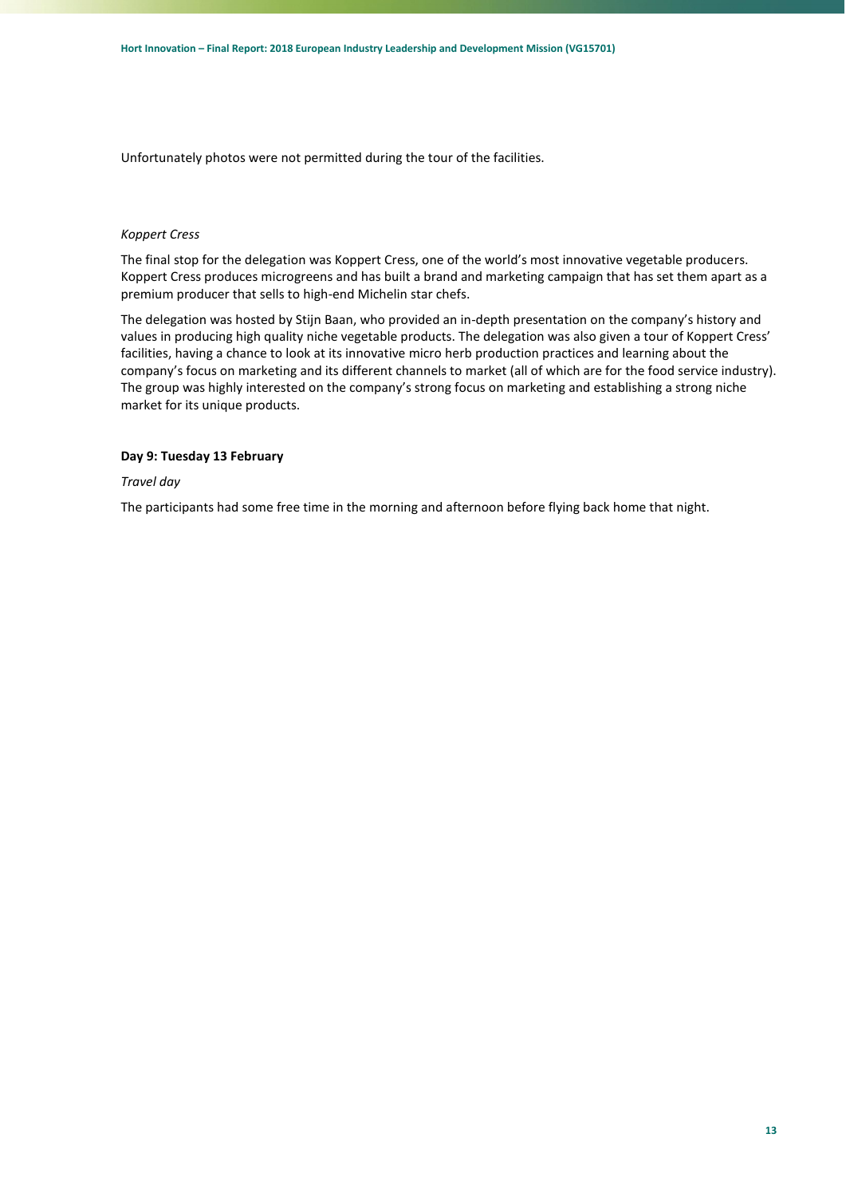Unfortunately photos were not permitted during the tour of the facilities.

*Koppert Cress*

The final stop for the delegation was Koppert Cress, one of the world's most innovative vegetable producers. Koppert Cress produces microgreens and has built a brand and marketing campaign that has set them apart as a premium producer that sells to high-end Michelin star chefs.

The delegation was hosted by Stijn Baan, who provided an in-depth presentation on the company's history and values in producing high quality niche vegetable products. The delegation was also given a tour of Koppert Cress' facilities, having a chance to look at its innovative micro herb production practices and learning about the company's focus on marketing and its different channels to market (all of which are for the food service industry). The group was highly interested on the company's strong focus on marketing and establishing a strong niche market for its unique products.

**Day 9: Tuesday 13 February**

*Travel day*

The participants had some free time in the morning and afternoon before flying back home that night.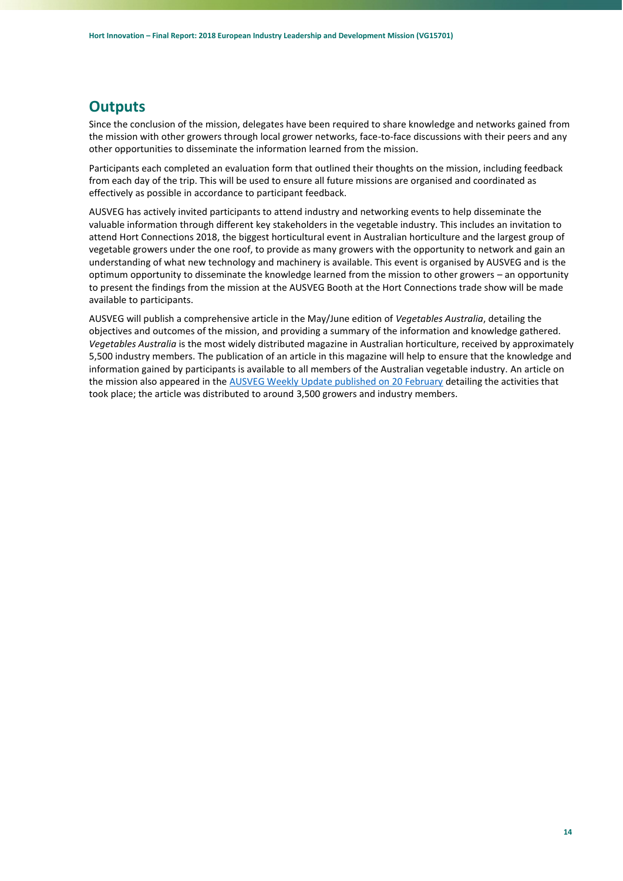## Outputs

Since the conclusion of the mission, delegates have been required to share knowledge and networks gained from the mission with other growers through local grower networks, face-to-face discussions with their peers and any other opportunities to disseminate the information learned from the mission.

Participants each completed an evaluation form that outlined their thoughts on the mission, including feedback from each day of the trip. This will be used to ensure all future missions are organised and coordinated as effectively as possible in accordance to participant feedback.

AUSVEG has actively invited participants to attend industry and networking events to help disseminate the valuable information through different key stakeholders in the vegetable industry. This includes an invitation to attend Hort Connections 2018, the biggest horticultural event in Australian horticulture and the largest group of vegetable growers under the one roof, to provide as many growers with the opportunity to network and gain an understanding of what new technology and machinery is available. This event is organised by AUSVEG and is the optimum opportunity to disseminate the knowledge learned from the mission to other growers – an opportunity to present the findings from the mission at the AUSVEG Booth at the Hort Connections trade show will be made available to participants.

AUSVEG will publish a comprehensive article in the May/June edition of *Vegetables Australia*, detailing the objectives and outcomes of the mission, and providing a summary of the information and knowledge gathered. *Vegetables Australia* is the most widely distributed magazine in Australian horticulture, received by approximately 5,500 industry members. The publication of an article in this magazine will help to ensure that the knowledge and information gained by participants is available to all members of the Australian vegetable industry. An article on the mission also appeared in the AUSVEG Weekly Update published on 20 February detailing the activities that took place; the article was distributed to around 3,500 growers and industry members.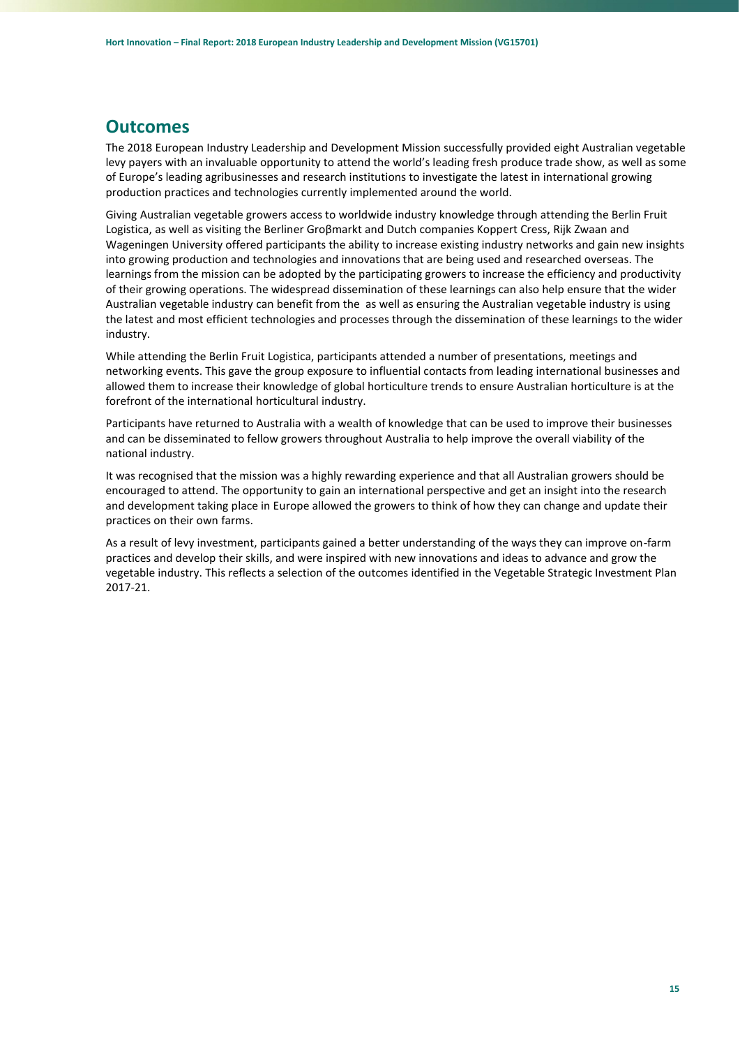## Outcomes

The 2018 European Industry Leadership and Development Mission successfully provided eight Australian vegetable levy payers with an invaluable opportunity to attend the world's leading fresh produce trade show, as well as some of Europe's leading agribusinesses and research institutions to investigate the latest in international growing production practices and technologies currently implemented around the world.

Giving Australian vegetable growers access to worldwide industry knowledge through attending the Berlin Fruit Logistica, as well as visiting the Berliner Groβmarkt and Dutch companies Koppert Cress, Rijk Zwaan and Wageningen University offered participants the ability to increase existing industry networks and gain new insights into growing production and technologies and innovations that are being used and researched overseas. The learnings from the mission can be adopted by the participating growers to increase the efficiency and productivity of their growing operations. The widespread dissemination of these learnings can also help ensure that the wider Australian vegetable industry can benefit from the  as well as ensuring the Australian vegetable industry is using the latest and most efficient technologies and processes through the dissemination of these learnings to the wider industry.

While attending the Berlin Fruit Logistica, participants attended a number of presentations, meetings and networking events. This gave the group exposure to influential contacts from leading international businesses and allowed them to increase their knowledge of global horticulture trends to ensure Australian horticulture is at the forefront of the international horticultural industry.

Participants have returned to Australia with a wealth of knowledge that can be used to improve their businesses and can be disseminated to fellow growers throughout Australia to help improve the overall viability of the national industry.

It was recognised that the mission was a highly rewarding experience and that all Australian growers should be encouraged to attend. The opportunity to gain an international perspective and get an insight into the research and development taking place in Europe allowed the growers to think of how they can change and update their practices on their own farms.

As a result of levy investment, participants gained a better understanding of the ways they can improve on-farm practices and develop their skills, and were inspired with new innovations and ideas to advance and grow the vegetable industry. This reflects a selection of the outcomes identified in the Vegetable Strategic Investment Plan 2017-21.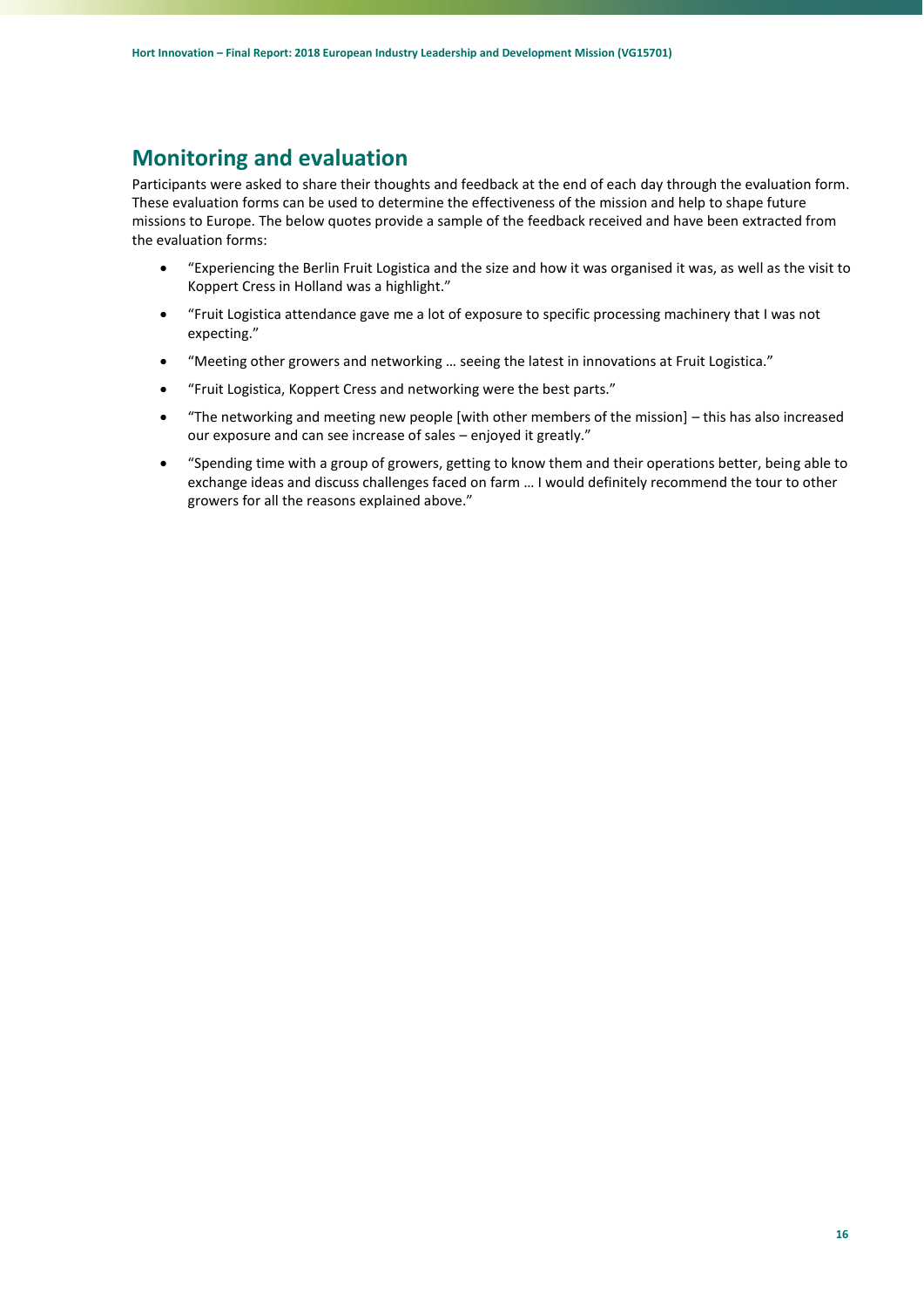## Monitoring and evaluation

Participants were asked to share their thoughts and feedback at the end of each day through the evaluation form. These evaluation forms can be used to determine the effectiveness of the mission and help to shape future missions to Europe. The below quotes provide a sample of the feedback received and have been extracted from the evaluation forms:

- "Experiencing the Berlin Fruit Logistica and the size and how it was organised it was, as well as the visit to Koppert Cress in Holland was a highlight."
- "Fruit Logistica attendance gave me a lot of exposure to specific processing machinery that I was not expecting."
- "Meeting other growers and networking … seeing the latest in innovations at Fruit Logistica."
- "Fruit Logistica, Koppert Cress and networking were the best parts."
- "The networking and meeting new people [with other members of the mission] – this has also increased our exposure and can see increase of sales – enjoyed it greatly."
- "Spending time with a group of growers, getting to know them and their operations better, being able to exchange ideas and discuss challenges faced on farm … I would definitely recommend the tour to other growers for all the reasons explained above."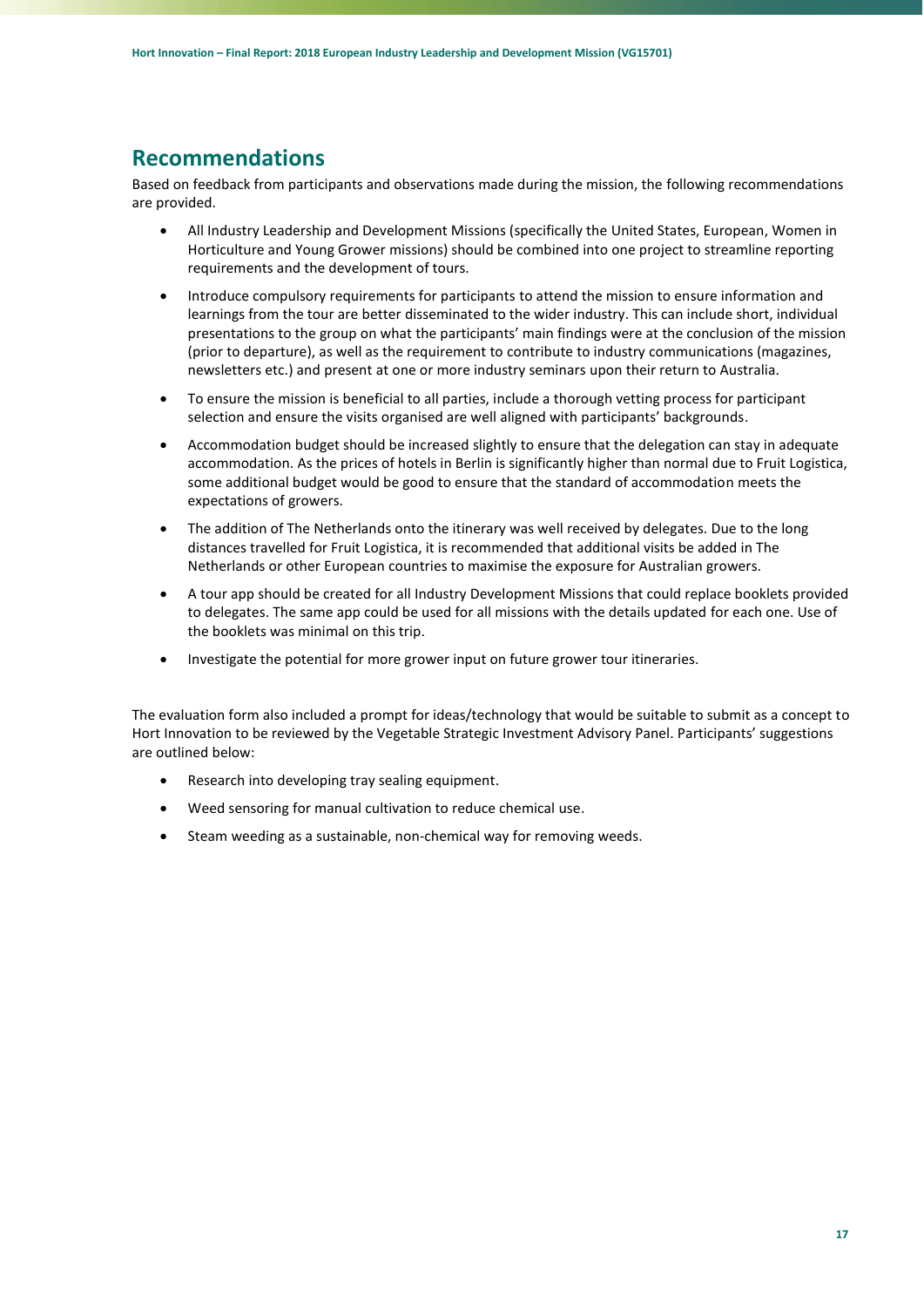## Recommendations

Based on feedback from participants and observations made during the mission, the following recommendations are provided.

- All Industry Leadership and Development Missions (specifically the United States, European, Women in Horticulture and Young Grower missions) should be combined into one project to streamline reporting requirements and the development of tours.
- Introduce compulsory requirements for participants to attend the mission to ensure information and learnings from the tour are better disseminated to the wider industry. This can include short, individual presentations to the group on what the participants' main findings were at the conclusion of the mission (prior to departure), as well as the requirement to contribute to industry communications (magazines, newsletters etc.) and present at one or more industry seminars upon their return to Australia.
- To ensure the mission is beneficial to all parties, include a thorough vetting process for participant selection and ensure the visits organised are well aligned with participants' backgrounds.
- Accommodation budget should be increased slightly to ensure that the delegation can stay in adequate accommodation. As the prices of hotels in Berlin is significantly higher than normal due to Fruit Logistica, some additional budget would be good to ensure that the standard of accommodation meets the expectations of growers.
- The addition of The Netherlands onto the itinerary was well received by delegates. Due to the long distances travelled for Fruit Logistica, it is recommended that additional visits be added in The Netherlands or other European countries to maximise the exposure for Australian growers.
- A tour app should be created for all Industry Development Missions that could replace booklets provided to delegates. The same app could be used for all missions with the details updated for each one. Use of the booklets was minimal on this trip.
- Investigate the potential for more grower input on future grower tour itineraries.

The evaluation form also included a prompt for ideas/technology that would be suitable to submit as a concept to Hort Innovation to be reviewed by the Vegetable Strategic Investment Advisory Panel. Participants' suggestions are outlined below:

- Research into developing tray sealing equipment.
- Weed sensoring for manual cultivation to reduce chemical use.
- Steam weeding as a sustainable, non-chemical way for removing weeds.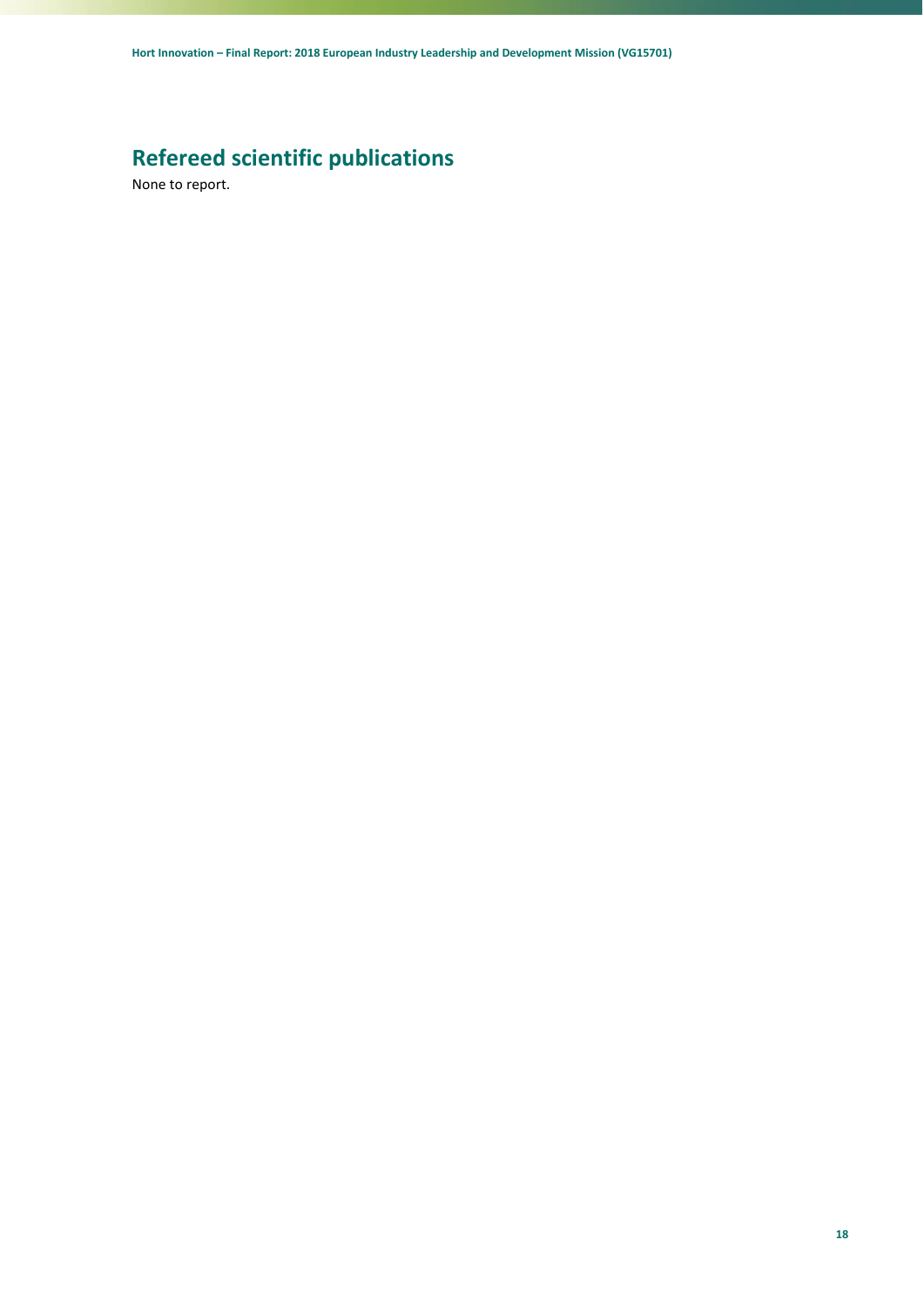# Refereed scientific publications

None to report.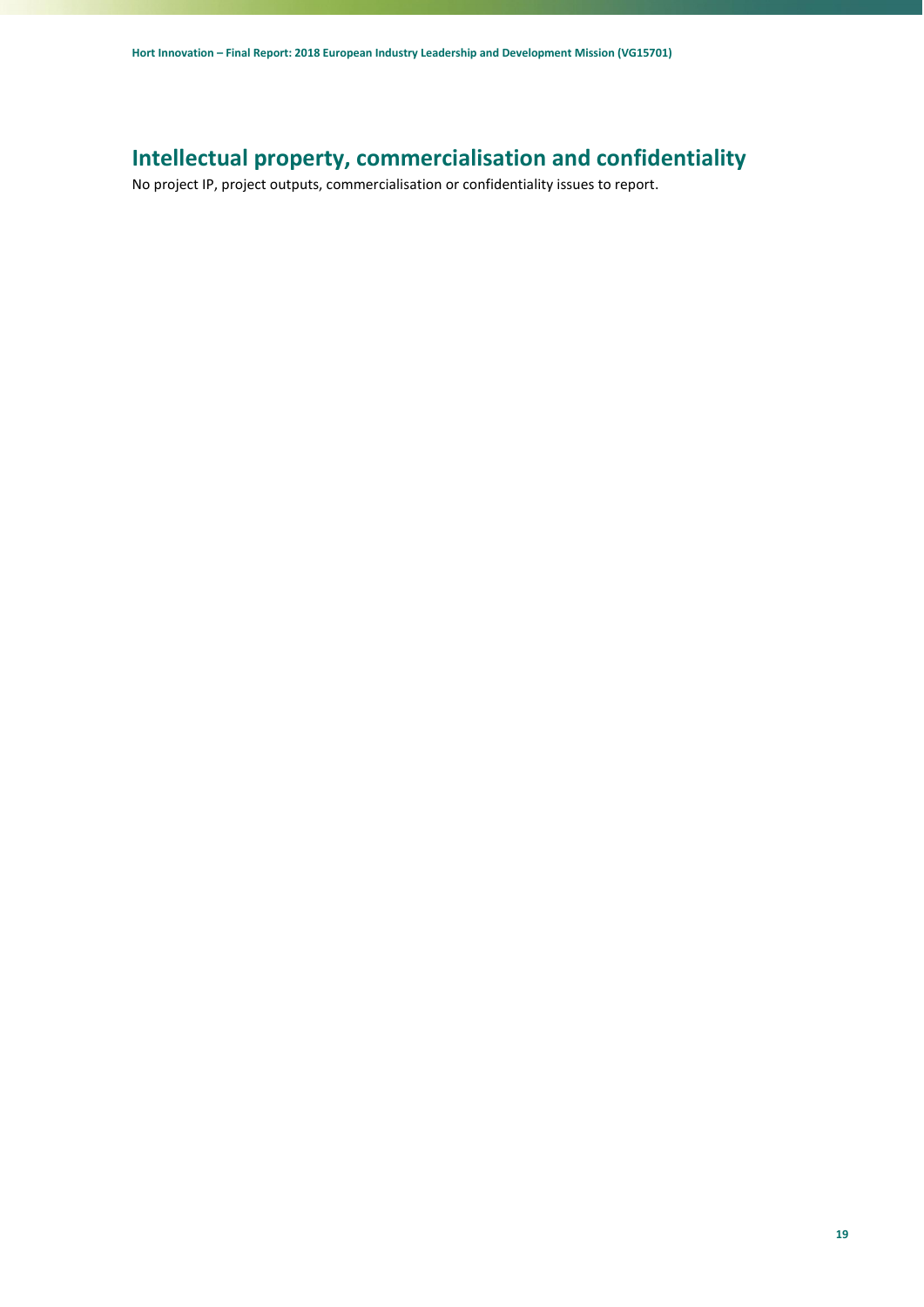## Intellectual property, commercialisation and confidentiality

No project IP, project outputs, commercialisation or confidentiality issues to report.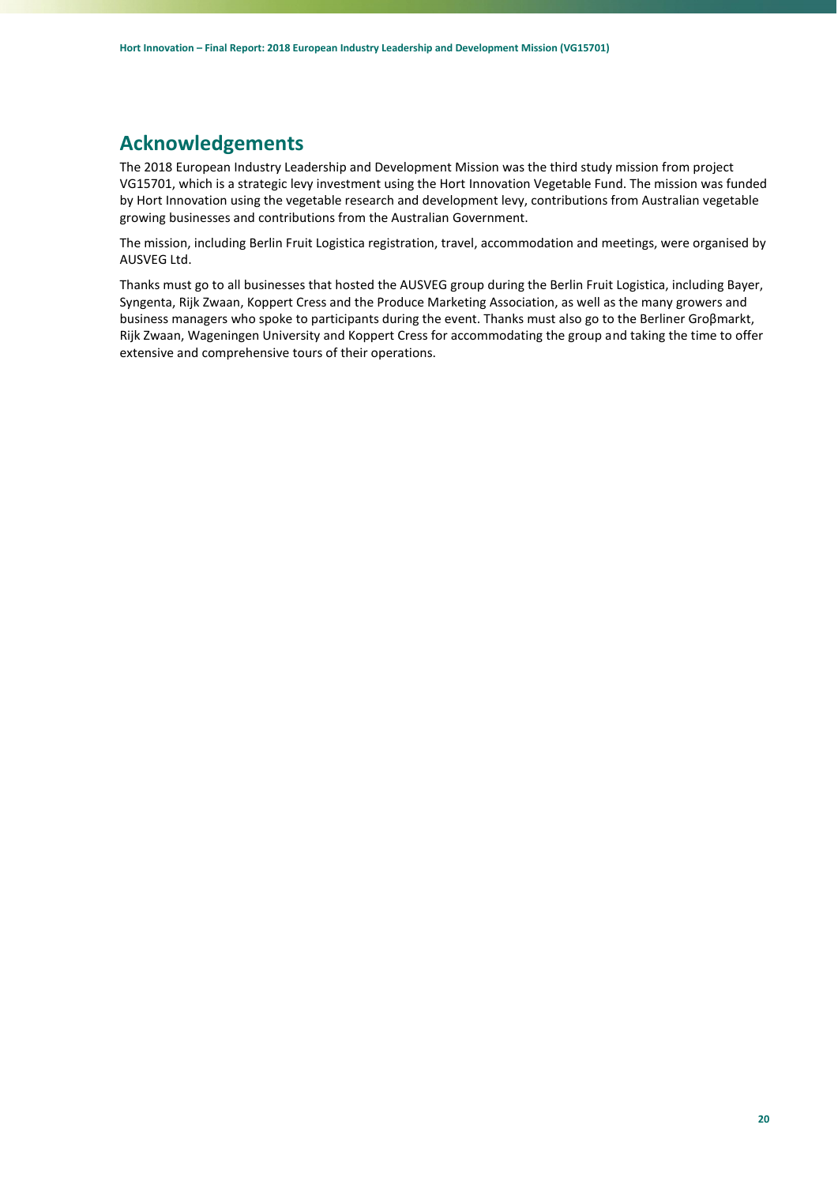# Acknowledgements

The 2018 European Industry Leadership and Development Mission was the third study mission from project VG15701, which is a strategic levy investment using the Hort Innovation Vegetable Fund. The mission was funded by Hort Innovation using the vegetable research and development levy, contributions from Australian vegetable growing businesses and contributions from the Australian Government.

The mission, including Berlin Fruit Logistica registration, travel, accommodation and meetings, were organised by AUSVEG Ltd.

Thanks must go to all businesses that hosted the AUSVEG group during the Berlin Fruit Logistica, including Bayer, Syngenta, Rijk Zwaan, Koppert Cress and the Produce Marketing Association, as well as the many growers and business managers who spoke to participants during the event. Thanks must also go to the Berliner Groβmarkt, Rijk Zwaan, Wageningen University and Koppert Cress for accommodating the group and taking the time to offer extensive and comprehensive tours of their operations.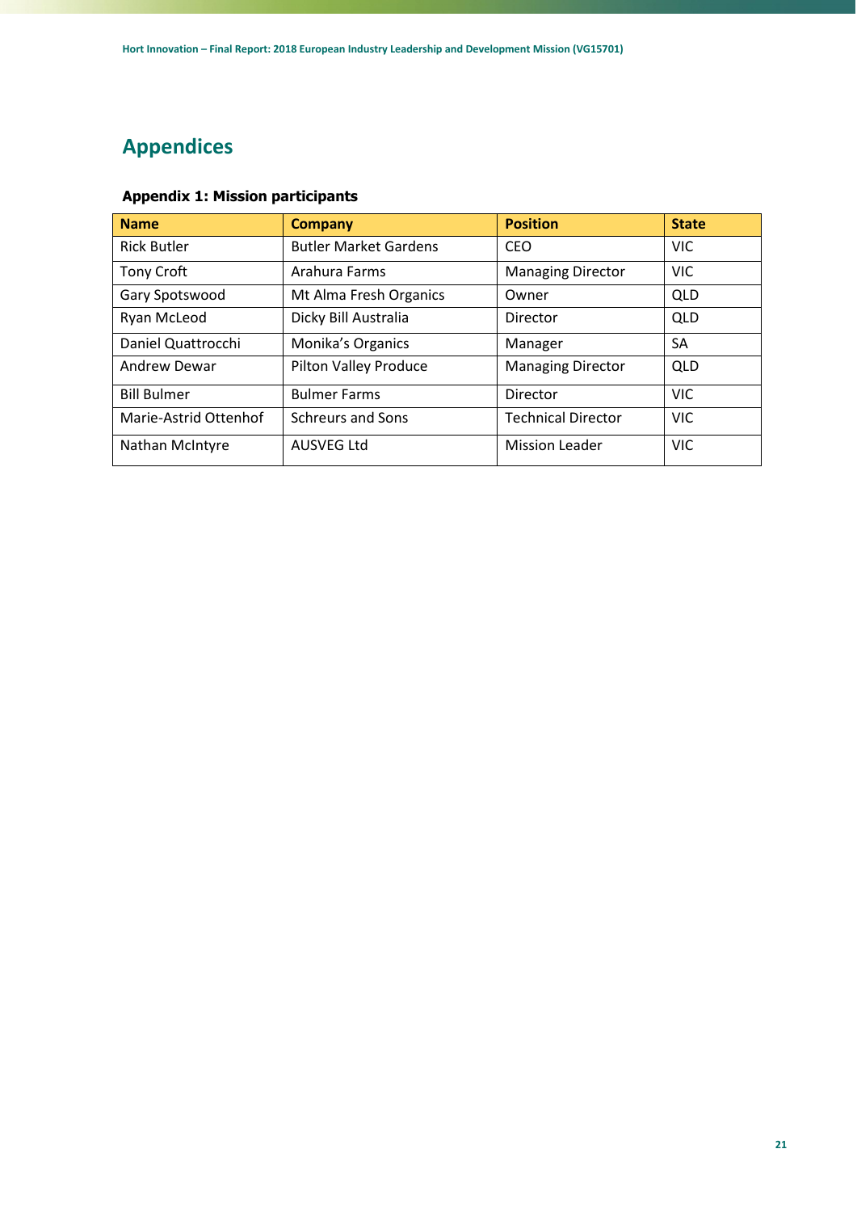# Appendices

### Appendix 1: Mission participants

| Name | Company | Position | State |
|---|---|---|---|
| Rick Butler | Butler Market Gardens | CEO | VIC |
| Tony Croft | Arahura Farms | Managing Director | VIC |
| Gary Spotswood | Mt Alma Fresh Organics | Owner | QLD |
| Ryan McLeod | Dicky Bill Australia | Director | QLD |
| Daniel Quattrocchi | Monika's Organics | Manager | SA |
| Andrew Dewar | Pilton Valley Produce | Managing Director | QLD |
| Bill Bulmer | Bulmer Farms | Director | VIC |
| Marie-Astrid Ottenhof | Schreurs and Sons | Technical Director | VIC |
| Nathan McIntyre | AUSVEG Ltd | Mission Leader | VIC |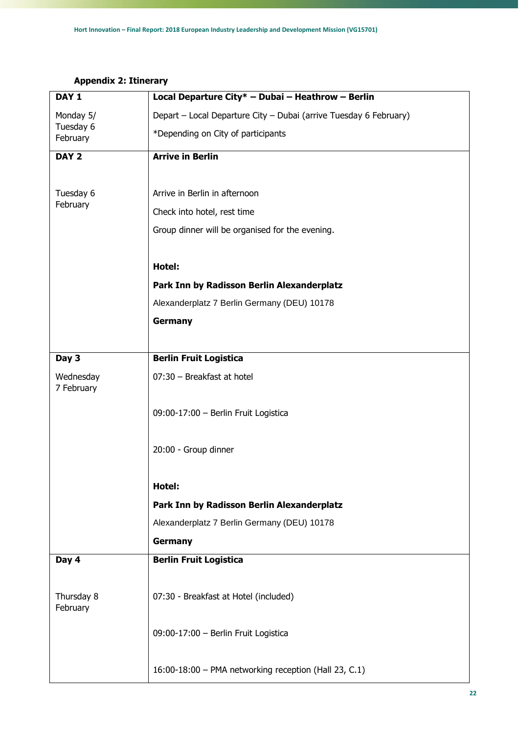**Appendix 2: Itinerary**

| **DAY 1**<br><br>Monday 5/ Tuesday 6 February | **Local Departure City* – Dubai – Heathrow – Berlin**<br><br>Depart – Local Departure City – Dubai (arrive Tuesday 6 February)<br><br>*Depending on City of participants |
|---|---|
| **DAY 2**<br><br>Tuesday 6 February | **Arrive in Berlin**<br><br>Arrive in Berlin in afternoon<br><br>Check into hotel, rest time<br><br>Group dinner will be organised for the evening.<br><br>**Hotel:**<br><br>**Park Inn by Radisson Berlin Alexanderplatz**<br><br>Alexanderplatz 7 Berlin Germany (DEU) 10178<br><br>**Germany** |
| **Day 3**<br><br>Wednesday 7 February | **Berlin Fruit Logistica**<br><br>07:30 – Breakfast at hotel<br><br>09:00-17:00 – Berlin Fruit Logistica<br><br>20:00 - Group dinner<br><br>**Hotel:**<br><br>**Park Inn by Radisson Berlin Alexanderplatz**<br><br>Alexanderplatz 7 Berlin Germany (DEU) 10178<br><br>**Germany** |
| **Day 4**<br><br>Thursday 8 February | **Berlin Fruit Logistica**<br><br>07:30 - Breakfast at Hotel (included)<br><br>09:00-17:00 – Berlin Fruit Logistica<br><br>16:00-18:00 – PMA networking reception (Hall 23, C.1) |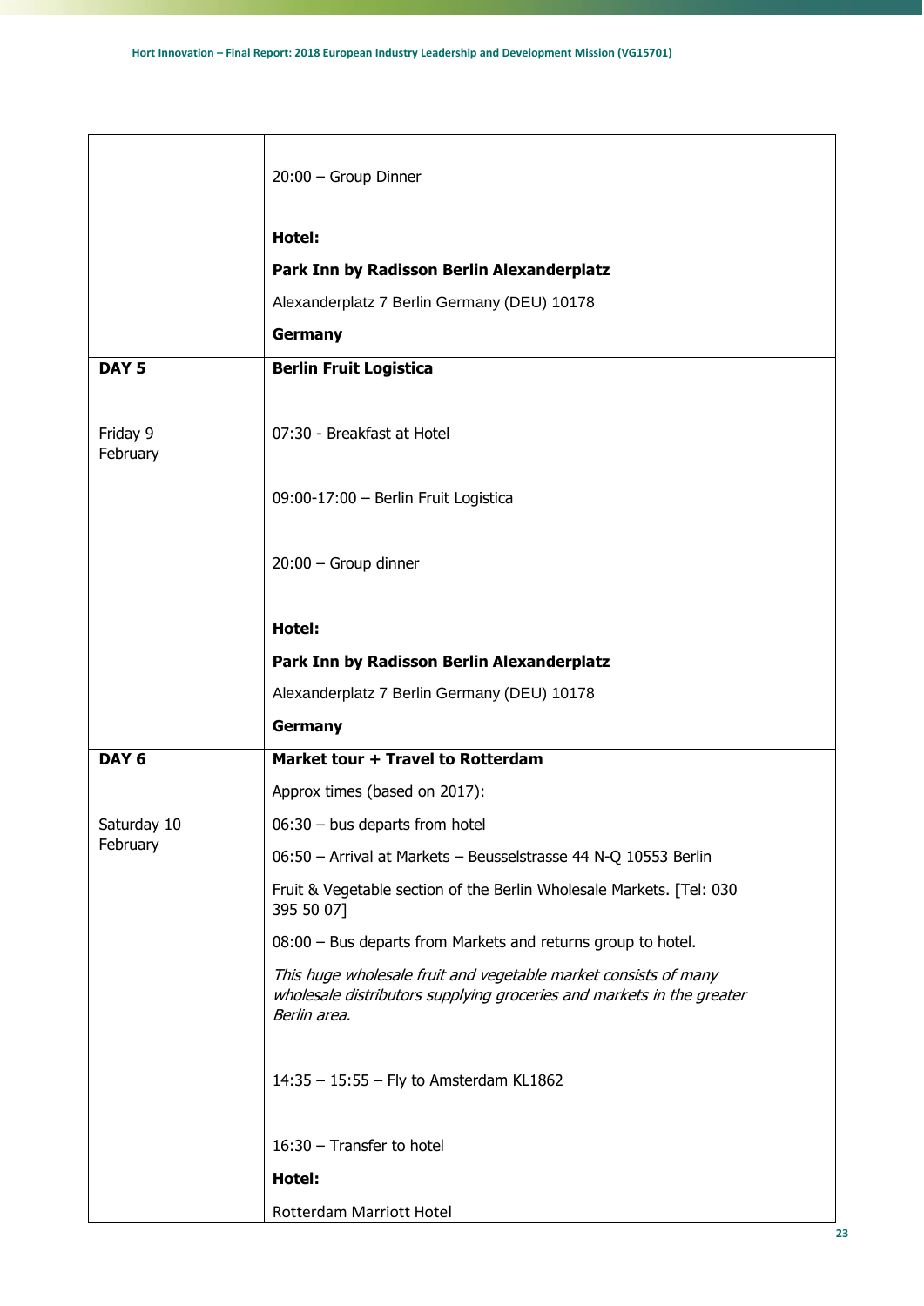| | |
|---|---|
| | 20:00 – Group Dinner<br><br>**Hotel:**<br>**Park Inn by Radisson Berlin Alexanderplatz**<br>Alexanderplatz 7 Berlin Germany (DEU) 10178<br>**Germany** |
| **DAY 5**<br><br>Friday 9 February | **Berlin Fruit Logistica**<br><br>07:30 - Breakfast at Hotel<br><br>09:00-17:00 – Berlin Fruit Logistica<br><br>20:00 – Group dinner<br><br>**Hotel:**<br>**Park Inn by Radisson Berlin Alexanderplatz**<br>Alexanderplatz 7 Berlin Germany (DEU) 10178<br>**Germany** |
| **DAY 6**<br><br>Saturday 10 February | **Market tour + Travel to Rotterdam**<br>Approx times (based on 2017):<br>06:30 – bus departs from hotel<br>06:50 – Arrival at Markets – Beusselstrasse 44 N-Q 10553 Berlin<br>Fruit & Vegetable section of the Berlin Wholesale Markets. [Tel: 030 395 50 07]<br>08:00 – Bus departs from Markets and returns group to hotel.<br>*This huge wholesale fruit and vegetable market consists of many wholesale distributors supplying groceries and markets in the greater Berlin area.*<br><br>14:35 – 15:55 – Fly to Amsterdam KL1862<br><br>16:30 – Transfer to hotel<br>**Hotel:**<br>Rotterdam Marriott Hotel |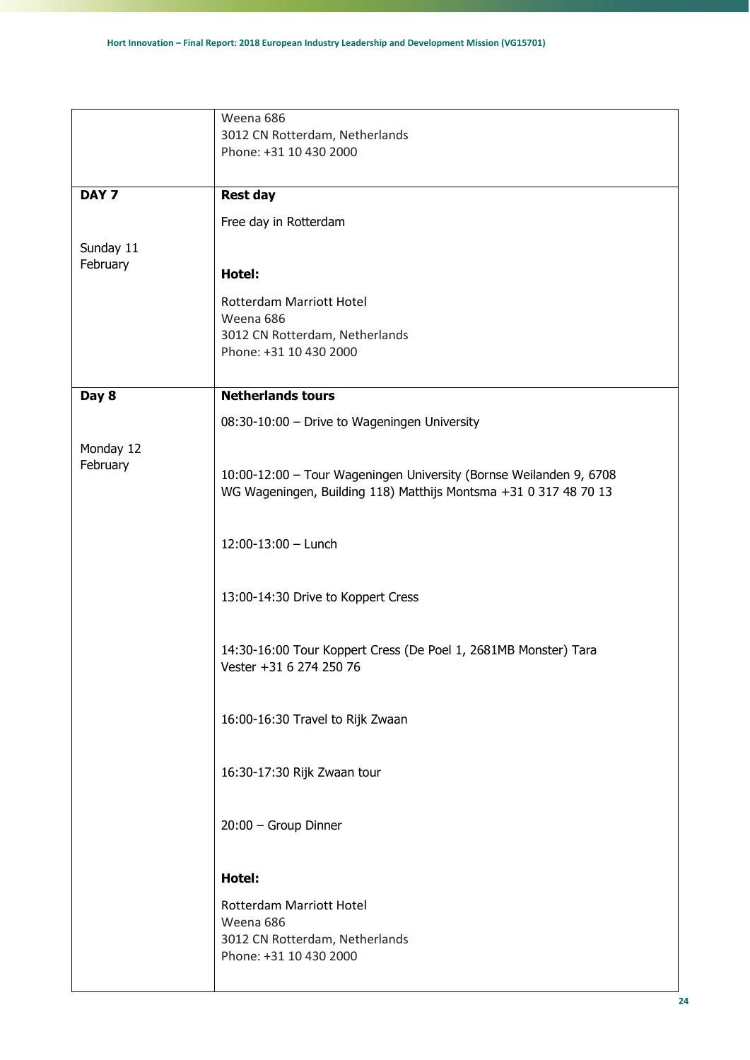| | |
|---|---|
| | Weena 686<br>3012 CN Rotterdam, Netherlands<br>Phone: +31 10 430 2000 |
| **DAY 7**<br><br>Sunday 11 February | **Rest day**<br><br>Free day in Rotterdam<br><br>**Hotel:**<br><br>Rotterdam Marriott Hotel<br>Weena 686<br>3012 CN Rotterdam, Netherlands<br>Phone: +31 10 430 2000 |
| **Day 8**<br><br>Monday 12 February | **Netherlands tours**<br><br>08:30-10:00 – Drive to Wageningen University<br><br>10:00-12:00 – Tour Wageningen University (Bornse Weilanden 9, 6708 WG Wageningen, Building 118) Matthijs Montsma +31 0 317 48 70 13<br><br>12:00-13:00 – Lunch<br><br>13:00-14:30 Drive to Koppert Cress<br><br>14:30-16:00 Tour Koppert Cress (De Poel 1, 2681MB Monster) Tara Vester +31 6 274 250 76<br><br>16:00-16:30 Travel to Rijk Zwaan<br><br>16:30-17:30 Rijk Zwaan tour<br><br>20:00 – Group Dinner<br><br>**Hotel:**<br><br>Rotterdam Marriott Hotel<br>Weena 686<br>3012 CN Rotterdam, Netherlands<br>Phone: +31 10 430 2000 |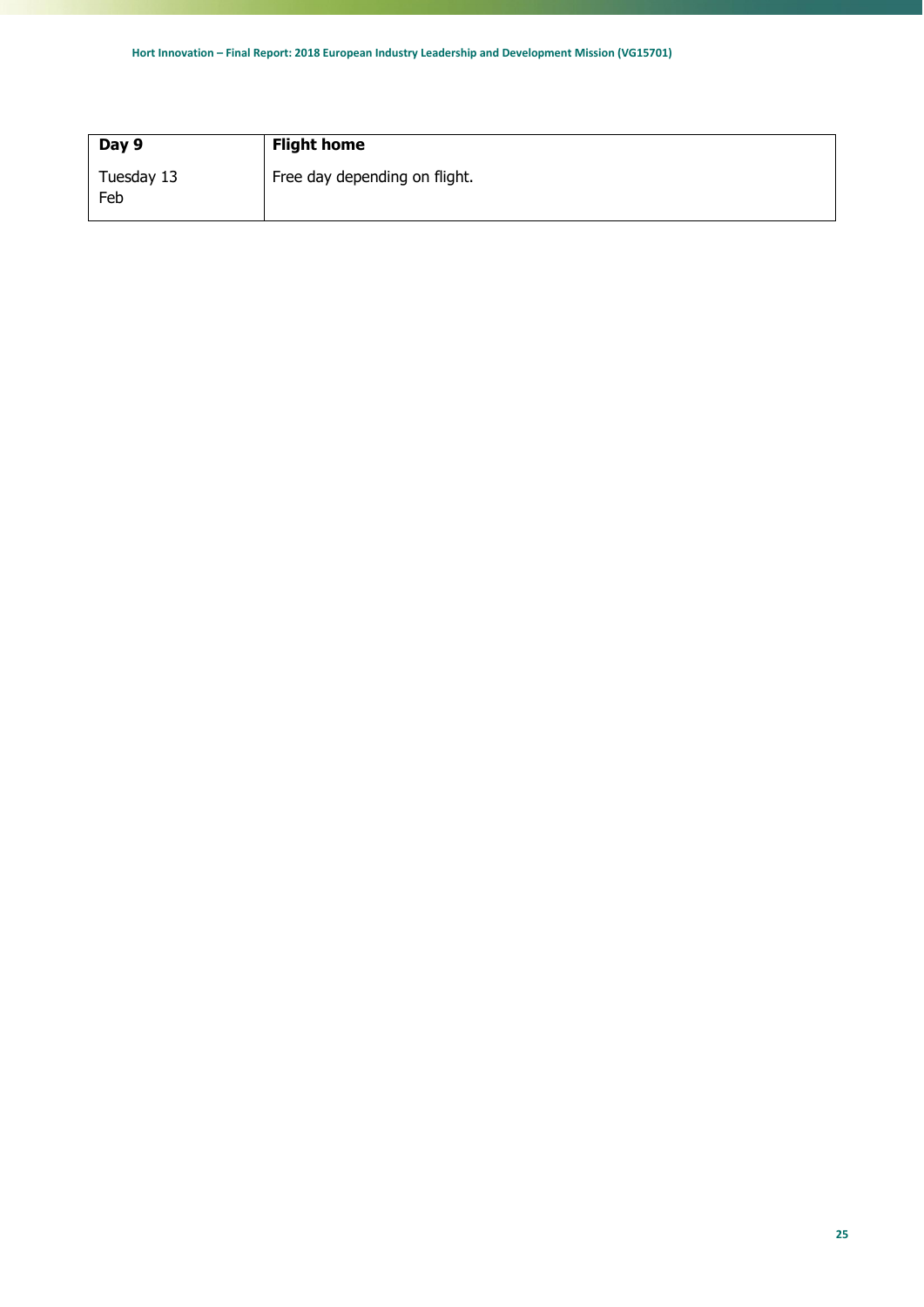| Day 9 | Flight home |
| --- | --- |
| Tuesday 13 Feb | Free day depending on flight. |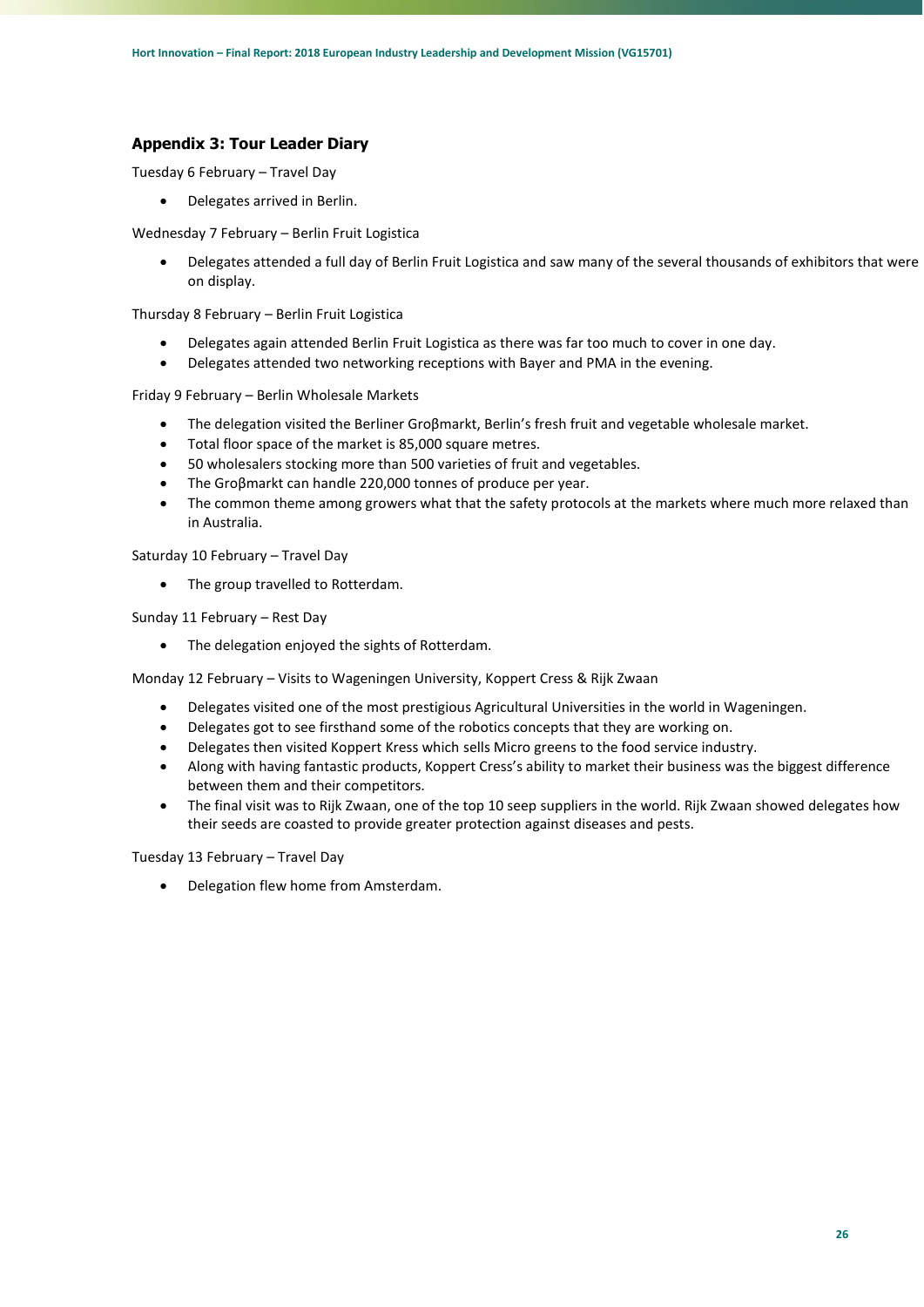## Appendix 3: Tour Leader Diary

Tuesday 6 February – Travel Day

- Delegates arrived in Berlin.

Wednesday 7 February – Berlin Fruit Logistica

- Delegates attended a full day of Berlin Fruit Logistica and saw many of the several thousands of exhibitors that were on display.

Thursday 8 February – Berlin Fruit Logistica

- Delegates again attended Berlin Fruit Logistica as there was far too much to cover in one day.
- Delegates attended two networking receptions with Bayer and PMA in the evening.

Friday 9 February – Berlin Wholesale Markets

- The delegation visited the Berliner Groβmarkt, Berlin's fresh fruit and vegetable wholesale market.
- Total floor space of the market is 85,000 square metres.
- 50 wholesalers stocking more than 500 varieties of fruit and vegetables.
- The Groβmarkt can handle 220,000 tonnes of produce per year.
- The common theme among growers what that the safety protocols at the markets where much more relaxed than in Australia.

Saturday 10 February – Travel Day

- The group travelled to Rotterdam.

Sunday 11 February – Rest Day

- The delegation enjoyed the sights of Rotterdam.

Monday 12 February – Visits to Wageningen University, Koppert Cress & Rijk Zwaan

- Delegates visited one of the most prestigious Agricultural Universities in the world in Wageningen.
- Delegates got to see firsthand some of the robotics concepts that they are working on.
- Delegates then visited Koppert Kress which sells Micro greens to the food service industry.
- Along with having fantastic products, Koppert Cress's ability to market their business was the biggest difference between them and their competitors.
- The final visit was to Rijk Zwaan, one of the top 10 seep suppliers in the world. Rijk Zwaan showed delegates how their seeds are coasted to provide greater protection against diseases and pests.

Tuesday 13 February – Travel Day

- Delegation flew home from Amsterdam.